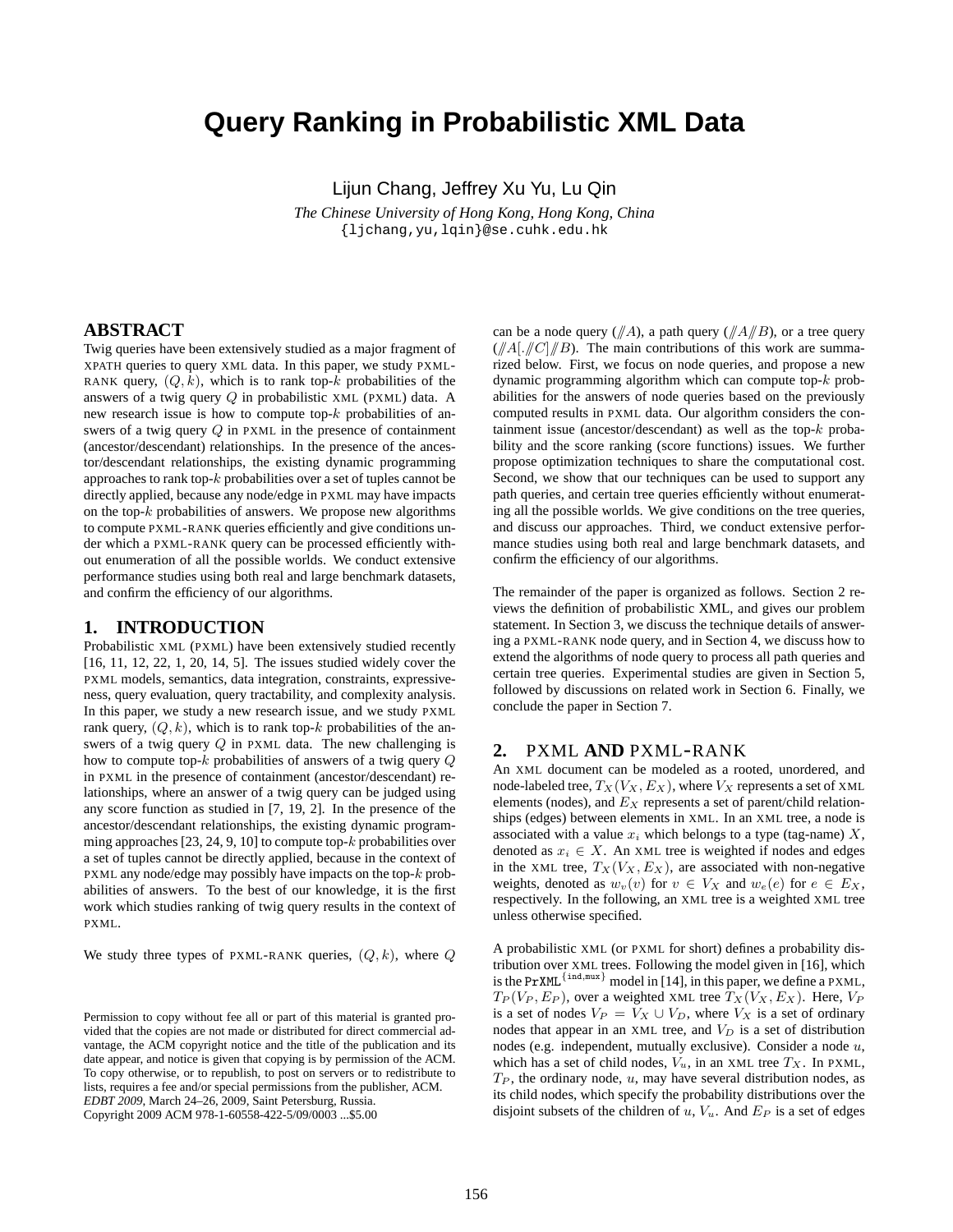# Query Ranking in Probabilistic XML Data

Lijun Chang, Jeffrey Xu Yu, Lu Qin

*The Chinese University of Hong Kong, Hong Kong, China*
{ljchang,yu,lqin}@se.cuhk.edu.hk

## ABSTRACT

Twig queries have been extensively studied as a major fragment of XPATH queries to query XML data. In this paper, we study PXML-RANK query, $(Q, k)$, which is to rank top-$k$ probabilities of the answers of a twig query $Q$ in probabilistic XML (PXML) data. A new research issue is how to compute top-$k$ probabilities of answers of a twig query $Q$ in PXML in the presence of containment (ancestor/descendant) relationships. In the presence of the ancestor/descendant relationships, the existing dynamic programming approaches to rank top-$k$ probabilities over a set of tuples cannot be directly applied, because any node/edge in PXML may have impacts on the top-$k$ probabilities of answers. We propose new algorithms to compute PXML-RANK queries efficiently and give conditions under which a PXML-RANK query can be processed efficiently without enumeration of all the possible worlds. We conduct extensive performance studies using both real and large benchmark datasets, and confirm the efficiency of our algorithms.

## 1. INTRODUCTION

Probabilistic XML (PXML) have been extensively studied recently [16, 11, 12, 22, 1, 20, 14, 5]. The issues studied widely cover the PXML models, semantics, data integration, constraints, expressiveness, query evaluation, query tractability, and complexity analysis. In this paper, we study a new research issue, and we study PXML rank query, $(Q, k)$, which is to rank top-$k$ probabilities of the answers of a twig query $Q$ in PXML data. The new challenging is how to compute top-$k$ probabilities of answers of a twig query $Q$ in PXML in the presence of containment (ancestor/descendant) relationships, where an answer of a twig query can be judged using any score function as studied in [7, 19, 2]. In the presence of the ancestor/descendant relationships, the existing dynamic programming approaches [23, 24, 9, 10] to compute top-$k$ probabilities over a set of tuples cannot be directly applied, because in the context of PXML any node/edge may possibly have impacts on the top-$k$ probabilities of answers. To the best of our knowledge, it is the first work which studies ranking of twig query results in the context of PXML.

We study three types of PXML-RANK queries, $(Q, k)$, where $Q$ can be a node query ($/\!/A$), a path query ($/\!/A/\!/B$), or a tree query ($/\!/A[./\!/C]/\!/B$). The main contributions of this work are summarized below. First, we focus on node queries, and propose a new dynamic programming algorithm which can compute top-$k$ probabilities for the answers of node queries based on the previously computed results in PXML data. Our algorithm considers the containment issue (ancestor/descendant) as well as the top-$k$ probability and the score ranking (score functions) issues. We further propose optimization techniques to share the computational cost. Second, we show that our techniques can be used to support any path queries, and certain tree queries efficiently without enumerating all the possible worlds. We give conditions on the tree queries, and discuss our approaches. Third, we conduct extensive performance studies using both real and large benchmark datasets, and confirm the efficiency of our algorithms.

The remainder of the paper is organized as follows. Section 2 reviews the definition of probabilistic XML, and gives our problem statement. In Section 3, we discuss the technique details of answering a PXML-RANK node query, and in Section 4, we discuss how to extend the algorithms of node query to process all path queries and certain tree queries. Experimental studies are given in Section 5, followed by discussions on related work in Section 6. Finally, we conclude the paper in Section 7.

## 2. PXML AND PXML-RANK

An XML document can be modeled as a rooted, unordered, and node-labeled tree, $T_X(V_X, E_X)$, where $V_X$ represents a set of XML elements (nodes), and $E_X$ represents a set of parent/child relationships (edges) between elements in XML. In an XML tree, a node is associated with a value $x_i$ which belongs to a type (tag-name) $X$, denoted as $x_i \in X$. An XML tree is weighted if nodes and edges in the XML tree, $T_X(V_X, E_X)$, are associated with non-negative weights, denoted as $w_v(v)$ for $v \in V_X$ and $w_e(e)$ for $e \in E_X$, respectively. In the following, an XML tree is a weighted XML tree unless otherwise specified.

A probabilistic XML (or PXML for short) defines a probability distribution over XML trees. Following the model given in [16], which is the $\text{PrXML}^{\{\text{ind,mux}\}}$ model in [14], in this paper, we define a PXML, $T_P(V_P, E_P)$, over a weighted XML tree $T_X(V_X, E_X)$. Here, $V_P$ is a set of nodes $V_P = V_X \cup V_D$, where $V_X$ is a set of ordinary nodes that appear in an XML tree, and $V_D$ is a set of distribution nodes (e.g. independent, mutually exclusive). Consider a node $u$, which has a set of child nodes, $V_u$, in an XML tree $T_X$. In PXML, $T_P$, the ordinary node, $u$, may have several distribution nodes, as its child nodes, which specify the probability distributions over the disjoint subsets of the children of $u$, $V_u$. And $E_P$ is a set of edges

Permission to copy without fee all or part of this material is granted provided that the copies are not made or distributed for direct commercial advantage, the ACM copyright notice and the title of the publication and its date appear, and notice is given that copying is by permission of the ACM. To copy otherwise, or to republish, to post on servers or to redistribute to lists, requires a fee and/or special permissions from the publisher, ACM.
*EDBT 2009*, March 24–26, 2009, Saint Petersburg, Russia.
Copyright 2009 ACM 978-1-60558-422-5/09/0003 ...$5.00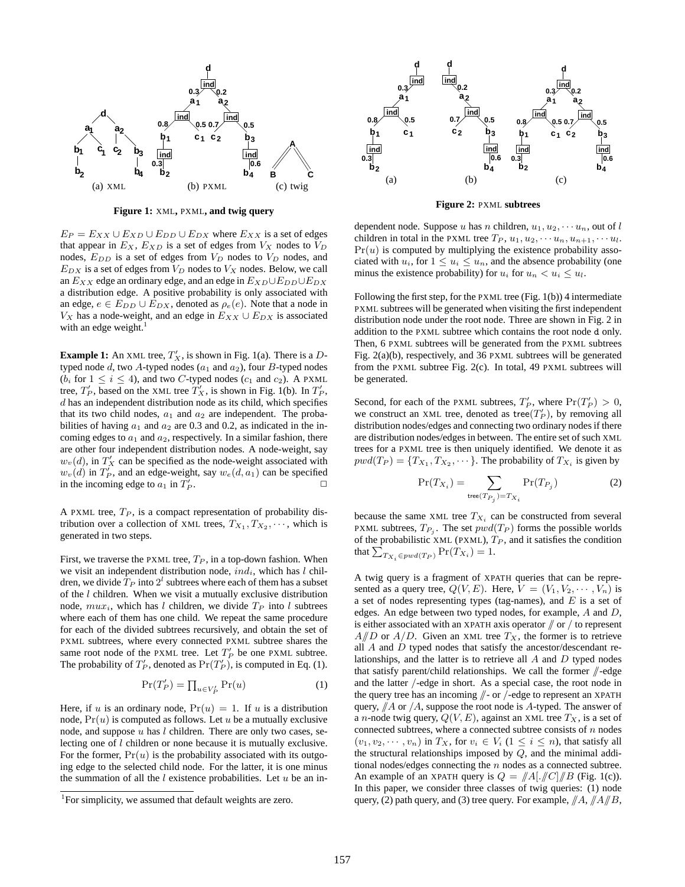Figure 1: XML, PXML, and twig query

(a) XML (b) PXML (c) twig

Figure 2: PXML subtrees

$E_P = E_{XX} \cup E_{XD} \cup E_{DD} \cup E_{DX}$ where $E_{XX}$ is a set of edges that appear in $E_X$, $E_{XD}$ is a set of edges from $V_X$ nodes to $V_D$ nodes, $E_{DD}$ is a set of edges from $V_D$ nodes to $V_D$ nodes, and $E_{DX}$ is a set of edges from $V_D$ nodes to $V_X$ nodes. Below, we call an $E_{XX}$ edge an ordinary edge, and an edge in $E_{XD} \cup E_{DD} \cup E_{DX}$ a distribution edge. A positive probability is only associated with an edge, $e \in E_{DD} \cup E_{DX}$, denoted as $\rho_e(e)$. Note that a node in $V_X$ has a node-weight, and an edge in $E_{XX} \cup E_{DX}$ is associated with an edge weight.[1]

**Example 1:** An XML tree, $T'_X$, is shown in Fig. 1(a). There is a $D$-typed node $d$, two $A$-typed nodes ($a_1$ and $a_2$), four $B$-typed nodes ($b_i$ for $1 \leq i \leq 4$), and two $C$-typed nodes ($c_1$ and $c_2$). A PXML tree, $T'_P$, based on the XML tree $T'_X$, is shown in Fig. 1(b). In $T'_P$, $d$ has an independent distribution node as its child, which specifies that its two child nodes, $a_1$ and $a_2$ are independent. The probabilities of having $a_1$ and $a_2$ are 0.3 and 0.2, as indicated in the incoming edges to $a_1$ and $a_2$, respectively. In a similar fashion, there are other four independent distribution nodes. A node-weight, say $w_v(d)$, in $T'_X$ can be specified as the node-weight associated with $w_v(d)$ in $T'_P$, and an edge-weight, say $w_e(d, a_1)$ can be specified in the incoming edge to $a_1$ in $T'_P$. □

A PXML tree, $T_P$, is a compact representation of probability distribution over a collection of XML trees, $T_{X_1}, T_{X_2}, \cdots$, which is generated in two steps.

First, we traverse the PXML tree, $T_P$, in a top-down fashion. When we visit an independent distribution node, $ind_i$, which has $l$ children, we divide $T_P$ into $2^l$ subtrees where each of them has a subset of the $l$ children. When we visit a mutually exclusive distribution node, $mux_i$, which has $l$ children, we divide $T_P$ into $l$ subtrees where each of them has one child. We repeat the same procedure for each of the divided subtrees recursively, and obtain the set of PXML subtrees, where every connected PXML subtree shares the same root node of the PXML tree. Let $T'_P$ be one PXML subtree. The probability of $T'_P$, denoted as $\Pr(T'_P)$, is computed in Eq. (1).

$$\Pr(T'_P) = \prod_{u \in V'_P} \Pr(u) \tag{1}$$

Here, if $u$ is an ordinary node, $\Pr(u) = 1$. If $u$ is a distribution node, $\Pr(u)$ is computed as follows. Let $u$ be a mutually exclusive node, and suppose $u$ has $l$ children. There are only two cases, selecting one of $l$ children or none because it is mutually exclusive. For the former, $\Pr(u)$ is the probability associated with its outgoing edge to the selected child node. For the latter, it is one minus the summation of all the $l$ existence probabilities. Let $u$ be an independent node. Suppose $u$ has $n$ children, $u_1, u_2, \cdots u_n$, out of $l$ children in total in the PXML tree $T_P$, $u_1, u_2, \cdots u_n, u_{n+1}, \cdots u_l$. $\Pr(u)$ is computed by multiplying the existence probability associated with $u_i$, for $1 \leq u_i \leq u_n$, and the absence probability (one minus the existence probability) for $u_i$ for $u_n < u_i \leq u_l$.

Following the first step, for the PXML tree (Fig. 1(b)) 4 intermediate PXML subtrees will be generated when visiting the first independent distribution node under the root node. Three are shown in Fig. 2 in addition to the PXML subtree which contains the root node d only. Then, 6 PXML subtrees will be generated from the PXML subtrees Fig. 2(a)(b), respectively, and 36 PXML subtrees will be generated from the PXML subtree Fig. 2(c). In total, 49 PXML subtrees will be generated.

Second, for each of the PXML subtrees, $T'_P$, where $\Pr(T'_P) > 0$, we construct an XML tree, denoted as $\mathsf{tree}(T'_P)$, by removing all distribution nodes/edges and connecting two ordinary nodes if there are distribution nodes/edges in between. The entire set of such XML trees for a PXML tree is then uniquely identified. We denote it as $pwd(T_P) = \{T_{X_1}, T_{X_2}, \cdots\}$. The probability of $T_{X_i}$ is given by

$$\Pr(T_{X_i}) = \sum_{\mathsf{tree}(T_{P_j}) = T_{X_i}} \Pr(T_{P_j}) \tag{2}$$

because the same XML tree $T_{X_i}$ can be constructed from several PXML subtrees, $T_{P_j}$. The set $pwd(T_P)$ forms the possible worlds of the probabilistic XML (PXML), $T_P$, and it satisfies the condition that $\sum_{T_{X_i} \in pwd(T_P)} \Pr(T_{X_i}) = 1$.

A twig query is a fragment of XPATH queries that can be represented as a query tree, $Q(V, E)$. Here, $V = (V_1, V_2, \cdots, V_n)$ is a set of nodes representing types (tag-names), and $E$ is a set of edges. An edge between two typed nodes, for example, $A$ and $D$, is either associated with an XPATH axis operator $/\!/$ or $/$ to represent $A/\!/D$ or $A/D$. Given an XML tree $T_X$, the former is to retrieve all $A$ and $D$ typed nodes that satisfy the ancestor/descendant relationships, and the latter is to retrieve all $A$ and $D$ typed nodes that satisfy parent/child relationships. We call the former $/\!/$-edge and the latter $/$-edge in short. As a special case, the root node in the query tree has an incoming $/\!/$- or $/$-edge to represent an XPATH query, $/\!/A$ or $/A$, suppose the root node is $A$-typed. The answer of a $n$-node twig query, $Q(V, E)$, against an XML tree $T_X$, is a set of connected subtrees, where a connected subtree consists of $n$ nodes $(v_1, v_2, \cdots, v_n)$ in $T_X$, for $v_i \in V_i$ ($1 \leq i \leq n$), that satisfy all the structural relationships imposed by $Q$, and the minimal additional nodes/edges connecting the $n$ nodes as a connected subtree. An example of an XPATH query is $Q = /\!/A[./\!/C]/\!/B$ (Fig. 1(c)). In this paper, we consider three classes of twig queries: (1) node query, (2) path query, and (3) tree query. For example, $/\!/A$, $/\!/A/\!/B$,

[1] For simplicity, we assumed that default weights are zero.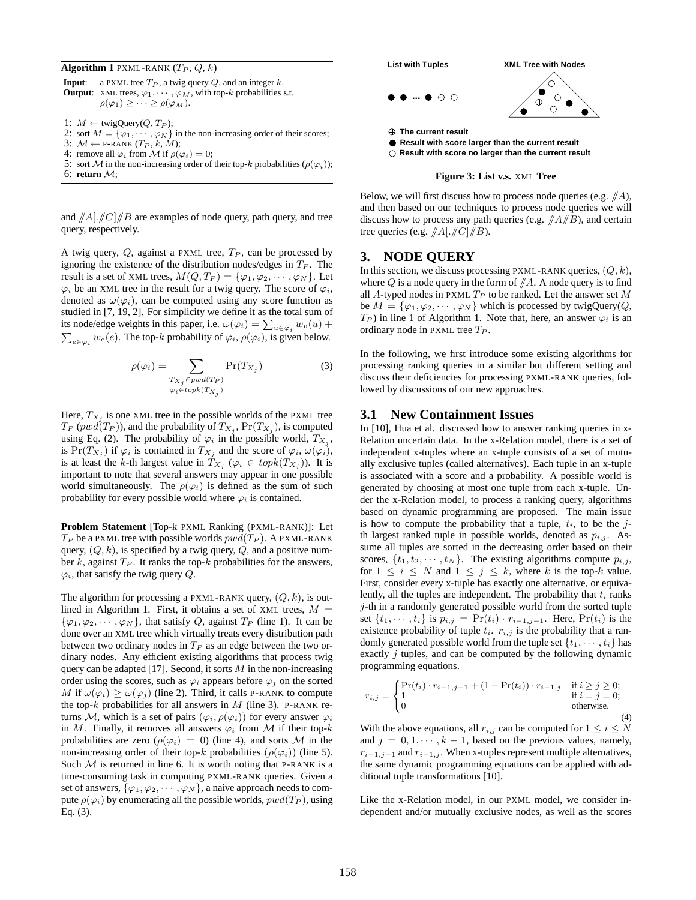**Algorithm 1** PXML-RANK ($T_P$, $Q$, $k$)

**Input**: a PXML tree $T_P$, a twig query $Q$, and an integer $k$.
**Output**: XML trees, $\varphi_1, \cdots, \varphi_M$, with top-$k$ probabilities s.t. $\rho(\varphi_1) \geq \cdots \geq \rho(\varphi_M)$.

1: $M \leftarrow$ twigQuery($Q$, $T_P$);
2: sort $M = \{\varphi_1, \cdots, \varphi_N\}$ in the non-increasing order of their scores;
3: $\mathcal{M} \leftarrow$ P-RANK ($T_P$, $k$, $M$);
4: remove all $\varphi_i$ from $\mathcal{M}$ if $\rho(\varphi_i) = 0$;
5: sort $\mathcal{M}$ in the non-increasing order of their top-$k$ probabilities ($\rho(\varphi_i)$);
6: **return** $\mathcal{M}$;

and $/\!\!/A[./\!\!/C]/\!\!/B$ are examples of node query, path query, and tree query, respectively.

A twig query, $Q$, against a PXML tree, $T_P$, can be processed by ignoring the existence of the distribution nodes/edges in $T_P$. The result is a set of XML trees, $M(Q, T_P) = \{\varphi_1, \varphi_2, \cdots, \varphi_N\}$. Let $\varphi_i$ be an XML tree in the result for a twig query. The score of $\varphi_i$, denoted as $\omega(\varphi_i)$, can be computed using any score function as studied in [7, 19, 2]. For simplicity we define it as the total sum of its node/edge weights in this paper, i.e. $\omega(\varphi_i) = \sum_{u \in \varphi_i} w_v(u) + \sum_{e \in \varphi_i} w_e(e)$. The top-$k$ probability of $\varphi_i$, $\rho(\varphi_i)$, is given below.

$$\rho(\varphi_i) = \sum_{\substack{T_{X_j} \in pwd(T_P) \\ \varphi_i \in topk(T_{X_j})}} \Pr(T_{X_j}) \tag{3}$$

Here, $T_{X_j}$ is one XML tree in the possible worlds of the PXML tree $T_P$ ($pwd(T_P)$), and the probability of $T_{X_j}$, $\Pr(T_{X_j})$, is computed using Eq. (2). The probability of $\varphi_i$ in the possible world, $T_{X_j}$, is $\Pr(T_{X_j})$ if $\varphi_i$ is contained in $T_{X_j}$ and the score of $\varphi_i$, $\omega(\varphi_i)$, is at least the $k$-th largest value in $T_{X_j}$ ($\varphi_i \in topk(T_{X_j})$). It is important to note that several answers may appear in one possible world simultaneously. The $\rho(\varphi_i)$ is defined as the sum of such probability for every possible world where $\varphi_i$ is contained.

**Problem Statement** [Top-k PXML Ranking (PXML-RANK)]: Let $T_P$ be a PXML tree with possible worlds $pwd(T_P)$. A PXML-RANK query, $(Q, k)$, is specified by a twig query, $Q$, and a positive number $k$, against $T_P$. It ranks the top-$k$ probabilities for the answers, $\varphi_i$, that satisfy the twig query $Q$.

The algorithm for processing a PXML-RANK query, $(Q, k)$, is outlined in Algorithm 1. First, it obtains a set of XML trees, $M = \{\varphi_1, \varphi_2, \cdots, \varphi_N\}$, that satisfy $Q$, against $T_P$ (line 1). It can be done over an XML tree which virtually treats every distribution path between two ordinary nodes in $T_P$ as an edge between the two ordinary nodes. Any efficient existing algorithms that process twig query can be adapted [17]. Second, it sorts $M$ in the non-increasing order using the scores, such as $\varphi_i$ appears before $\varphi_j$ on the sorted $M$ if $\omega(\varphi_i) \geq \omega(\varphi_j)$ (line 2). Third, it calls P-RANK to compute the top-$k$ probabilities for all answers in $M$ (line 3). P-RANK returns $\mathcal{M}$, which is a set of pairs $(\varphi_i, \rho(\varphi_i))$ for every answer $\varphi_i$ in $M$. Finally, it removes all answers $\varphi_i$ from $\mathcal{M}$ if their top-$k$ probabilities are zero ($\rho(\varphi_i) = 0$) (line 4), and sorts $\mathcal{M}$ in the non-increasing order of their top-$k$ probabilities ($\rho(\varphi_i)$) (line 5). Such $\mathcal{M}$ is returned in line 6. It is worth noting that P-RANK is a time-consuming task in computing PXML-RANK queries. Given a set of answers, $\{\varphi_1, \varphi_2, \cdots, \varphi_N\}$, a naive approach needs to compute $\rho(\varphi_i)$ by enumerating all the possible worlds, $pwd(T_P)$, using Eq. (3).

List with Tuples — XML Tree with Nodes

⊕ The current result
● Result with score larger than the current result
○ Result with score no larger than the current result

**Figure 3: List v.s. XML Tree**

Below, we will first discuss how to process node queries (e.g. $/\!\!/A$), and then based on our techniques to process node queries we will discuss how to process any path queries (e.g. $/\!\!/A/\!\!/B$), and certain tree queries (e.g. $/\!\!/A[./\!\!/C]/\!\!/B$).

# 3. NODE QUERY

In this section, we discuss processing PXML-RANK queries, $(Q, k)$, where $Q$ is a node query in the form of $/\!\!/A$. A node query is to find all $A$-typed nodes in PXML $T_P$ to be ranked. Let the answer set $M$ be $M = \{\varphi_1, \varphi_2, \cdots, \varphi_N\}$ which is processed by twigQuery($Q$, $T_P$) in line 1 of Algorithm 1. Note that, here, an answer $\varphi_i$ is an ordinary node in PXML tree $T_P$.

In the following, we first introduce some existing algorithms for processing ranking queries in a similar but different setting and discuss their deficiencies for processing PXML-RANK queries, followed by discussions of our new approaches.

## 3.1 New Containment Issues

In [10], Hua et al. discussed how to answer ranking queries in x-Relation uncertain data. In the x-Relation model, there is a set of independent x-tuples where an x-tuple consists of a set of mutually exclusive tuples (called alternatives). Each tuple in an x-tuple is associated with a score and a probability. A possible world is generated by choosing at most one tuple from each x-tuple. Under the x-Relation model, to process a ranking query, algorithms based on dynamic programming are proposed. The main issue is how to compute the probability that a tuple, $t_i$, to be the $j$-th largest ranked tuple in possible worlds, denoted as $p_{i,j}$. Assume all tuples are sorted in the decreasing order based on their scores, $\{t_1, t_2, \cdots, t_N\}$. The existing algorithms compute $p_{i,j}$, for $1 \leq i \leq N$ and $1 \leq j \leq k$, where $k$ is the top-$k$ value. First, consider every x-tuple has exactly one alternative, or equivalently, all the tuples are independent. The probability that $t_i$ ranks $j$-th in a randomly generated possible world from the sorted tuple set $\{t_1, \cdots, t_i\}$ is $p_{i,j} = \Pr(t_i) \cdot r_{i-1,j-1}$. Here, $\Pr(t_i)$ is the existence probability of tuple $t_i$. $r_{i,j}$ is the probability that a randomly generated possible world from the tuple set $\{t_1, \cdots, t_i\}$ has exactly $j$ tuples, and can be computed by the following dynamic programming equations.

$$r_{i,j} = \begin{cases} \Pr(t_i) \cdot r_{i-1,j-1} + (1 - \Pr(t_i)) \cdot r_{i-1,j} & \text{if } i \geq j \geq 0; \\ 1 & \text{if } i = j = 0; \\ 0 & \text{otherwise.} \end{cases} \tag{4}$$

With the above equations, all $r_{i,j}$ can be computed for $1 \leq i \leq N$ and $j = 0, 1, \cdots, k-1$, based on the previous values, namely, $r_{i-1,j-1}$ and $r_{i-1,j}$. When x-tuples represent multiple alternatives, the same dynamic programming equations can be applied with additional tuple transformations [10].

Like the x-Relation model, in our PXML model, we consider independent and/or mutually exclusive nodes, as well as the scores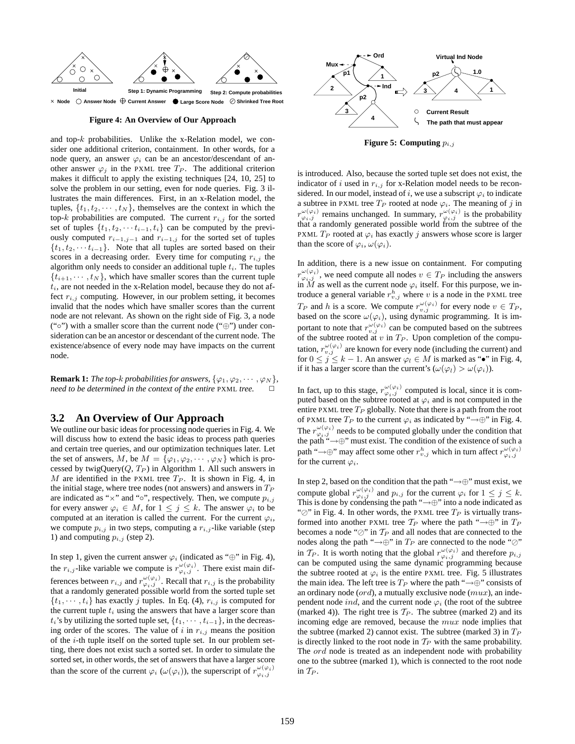Figure 4: An Overview of Our Approach

Figure 5: Computing $p_{i,j}$

and top-$k$ probabilities. Unlike the x-Relation model, we consider one additional criterion, containment. In other words, for a node query, an answer $\varphi_i$ can be an ancestor/descendant of another answer $\varphi_j$ in the PXML tree $T_P$. The additional criterion makes it difficult to apply the existing techniques [24, 10, 25] to solve the problem in our setting, even for node queries. Fig. 3 illustrates the main differences. First, in an x-Relation model, the tuples, $\{t_1, t_2, \cdots, t_N\}$, themselves are the context in which the top-$k$ probabilities are computed. The current $r_{i,j}$ for the sorted set of tuples $\{t_1, t_2, \cdots t_{i-1}, t_i\}$ can be computed by the previously computed $r_{i-1,j-1}$ and $r_{i-1,j}$ for the sorted set of tuples $\{t_1, t_2, \cdots t_{i-1}\}$. Note that all tuples are sorted based on their scores in a decreasing order. Every time for computing $r_{i,j}$ the algorithm only needs to consider an additional tuple $t_i$. The tuples $\{t_{i+1}, \cdots, t_N\}$, which have smaller scores than the current tuple $t_i$, are not needed in the x-Relation model, because they do not affect $r_{i,j}$ computing. However, in our problem setting, it becomes invalid that the nodes which have smaller scores than the current node are not relevant. As shown on the right side of Fig. 3, a node ("$\circ$") with a smaller score than the current node ("$\oplus$") under consideration can be an ancestor or descendant of the current node. The existence/absence of every node may have impacts on the current node.

**Remark 1:** *The top-$k$ probabilities for answers, $\{\varphi_1, \varphi_2, \cdots, \varphi_N\}$, need to be determined in the context of the entire PXML tree.* □

## 3.2 An Overview of Our Approach

We outline our basic ideas for processing node queries in Fig. 4. We will discuss how to extend the basic ideas to process path queries and certain tree queries, and our optimization techniques later. Let the set of answers, $M$, be $M = \{\varphi_1, \varphi_2, \cdots, \varphi_N\}$ which is processed by twigQuery($Q$, $T_P$) in Algorithm 1. All such answers in $M$ are identified in the PXML tree $T_P$. It is shown in Fig. 4, in the initial stage, where tree nodes (not answers) and answers in $T_P$ are indicated as "$\times$" and "$\circ$", respectively. Then, we compute $p_{i,j}$ for every answer $\varphi_i \in M$, for $1 \leq j \leq k$. The answer $\varphi_i$ to be computed at an iteration is called the current. For the current $\varphi_i$, we compute $p_{i,j}$ in two steps, computing a $r_{i,j}$-like variable (step 1) and computing $p_{i,j}$ (step 2).

In step 1, given the current answer $\varphi_i$ (indicated as "$\oplus$" in Fig. 4), the $r_{i,j}$-like variable we compute is $r^{\omega(\varphi_i)}_{\varphi_i,j}$. There exist main differences between $r_{i,j}$ and $r^{\omega(\varphi_i)}_{\varphi_i,j}$. Recall that $r_{i,j}$ is the probability that a randomly generated possible world from the sorted tuple set $\{t_1, \cdots, t_i\}$ has exactly $j$ tuples. In Eq. (4), $r_{i,j}$ is computed for the current tuple $t_i$ using the answers that have a larger score than $t_i$'s by utilizing the sorted tuple set, $\{t_1, \cdots, t_{i-1}\}$, in the decreasing order of the scores. The value of $i$ in $r_{i,j}$ means the position of the $i$-th tuple itself on the sorted tuple set. In our problem setting, there does not exist such a sorted set. In order to simulate the sorted set, in other words, the set of answers that have a larger score than the score of the current $\varphi_i$ ($\omega(\varphi_i)$), the superscript of $r^{\omega(\varphi_i)}_{\varphi_i,j}$ is introduced. Also, because the sorted tuple set does not exist, the indicator of $i$ used in $r_{i,j}$ for x-Relation model needs to be reconsidered. In our model, instead of $i$, we use a subscript $\varphi_i$ to indicate a subtree in PXML tree $T_P$ rooted at node $\varphi_i$. The meaning of $j$ in $r^{\omega(\varphi_i)}_{\varphi_i,j}$ remains unchanged. In summary, $r^{\omega(\varphi_i)}_{\varphi_i,j}$ is the probability that a randomly generated possible world from the subtree of the PXML $T_P$ rooted at $\varphi_i$ has exactly $j$ answers whose score is larger than the score of $\varphi_i$, $\omega(\varphi_i)$.

In addition, there is a new issue on containment. For computing $r^{\omega(\varphi_i)}_{\varphi_i,j}$, we need compute all nodes $v \in T_P$ including the answers in $M$ as well as the current node $\varphi_i$ itself. For this purpose, we introduce a general variable $r^h_{v,j}$ where $v$ is a node in the PXML tree $T_P$ and $h$ is a score. We compute $r^{\omega(\varphi_i)}_{v,j}$ for every node $v \in T_P$, based on the score $\omega(\varphi_i)$, using dynamic programming. It is important to note that $r^{\omega(\varphi_i)}_{v,j}$ can be computed based on the subtrees of the subtree rooted at $v$ in $T_P$. Upon completion of the computation, $r^{\omega(\varphi_i)}_{v,j}$ are known for every node (including the current) and for $0 \leq j \leq k-1$. An answer $\varphi_l \in M$ is marked as "$\bullet$" in Fig. 4, if it has a larger score than the current's ($\omega(\varphi_l) > \omega(\varphi_i)$).

In fact, up to this stage, $r^{\omega(\varphi_i)}_{\varphi_i,j}$ computed is local, since it is computed based on the subtree rooted at $\varphi_i$ and is not computed in the entire PXML tree $T_P$ globally. Note that there is a path from the root of PXML tree $T_P$ to the current $\varphi_i$ as indicated by "$\rightarrow\oplus$" in Fig. 4. The $r^{\omega(\varphi_i)}_{\varphi_i,j}$ needs to be computed globally under the condition that the path "$\rightarrow\oplus$" must exist. The condition of the existence of such a path "$\rightarrow\oplus$" may affect some other $r^h_{v,j}$ which in turn affect $r^{\omega(\varphi_i)}_{\varphi_i,j}$ for the current $\varphi_i$.

In step 2, based on the condition that the path "$\rightarrow\oplus$" must exist, we compute global $r^{\omega(\varphi_i)}_{\varphi_i,j}$ and $p_{i,j}$ for the current $\varphi_i$ for $1 \leq j \leq k$. This is done by condensing the path "$\rightarrow\oplus$" into a node indicated as "$\oslash$" in Fig. 4. In other words, the PXML tree $T_P$ is virtually transformed into another PXML tree $\mathcal{T}_P$ where the path "$\rightarrow\oplus$" in $T_P$ becomes a node "$\oslash$" in $\mathcal{T}_P$ and all nodes that are connected to the nodes along the path "$\rightarrow\oplus$" in $T_P$ are connected to the node "$\oslash$" in $\mathcal{T}_P$. It is worth noting that the global $r^{\omega(\varphi_i)}_{\varphi_i,j}$ and therefore $p_{i,j}$ can be computed using the same dynamic programming because the subtree rooted at $\varphi_i$ is the entire PXML tree. Fig. 5 illustrates the main idea. The left tree is $T_P$ where the path "$\rightarrow\oplus$" consists of an ordinary node ($ord$), a mutually exclusive node ($mux$), an independent node $ind$, and the current node $\varphi_i$ (the root of the subtree (marked 4)). The right tree is $\mathcal{T}_P$. The subtree (marked 2) and its incoming edge are removed, because the $mux$ node implies that the subtree (marked 2) cannot exist. The subtree (marked 3) in $T_P$ is directly linked to the root node in $\mathcal{T}_P$ with the same probability. The $ord$ node is treated as an independent node with probability one to the subtree (marked 1), which is connected to the root node in $\mathcal{T}_P$.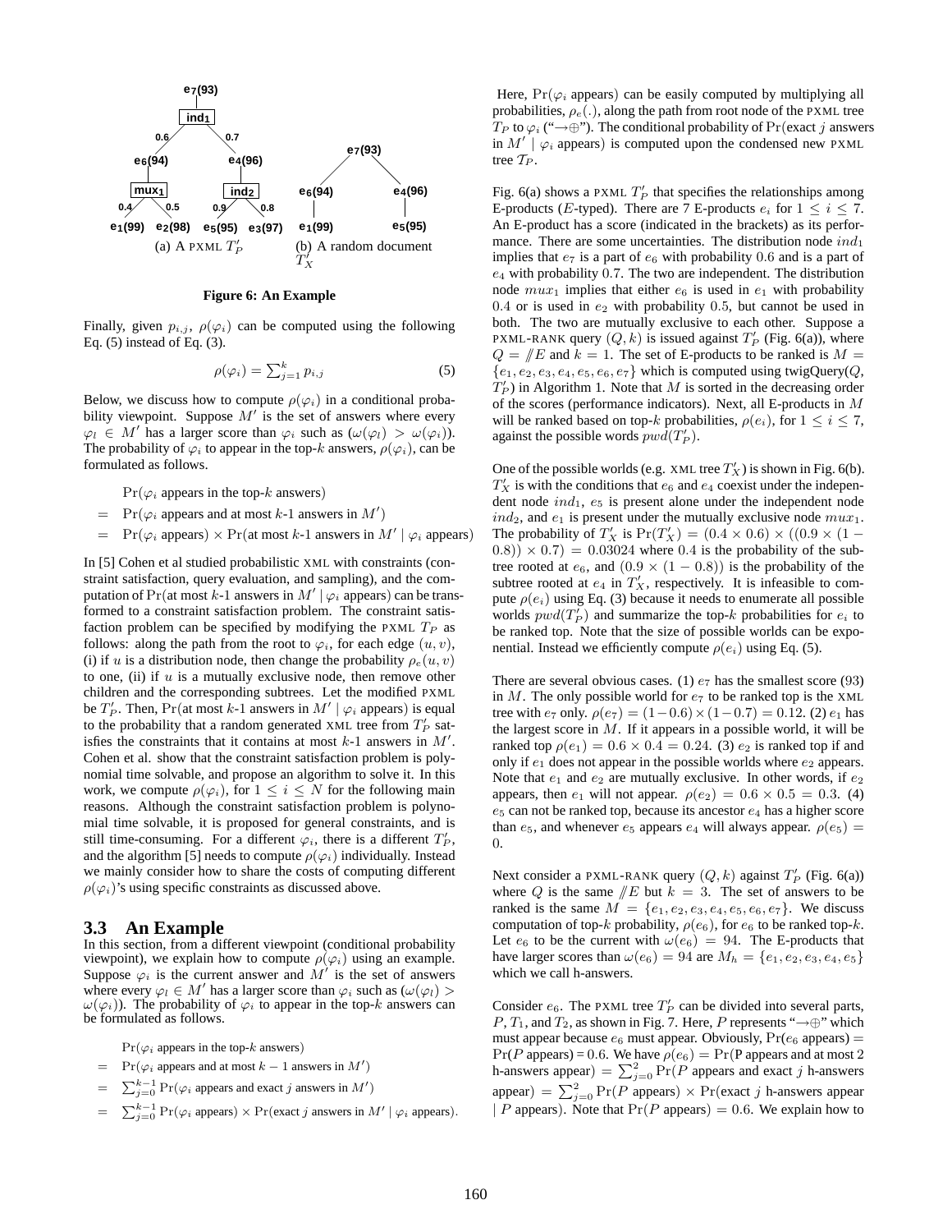Figure 6: An Example

(a) A PXML $T'_P$

(b) A random document $T'_X$

Finally, given $p_{i,j}$, $\rho(\varphi_i)$ can be computed using the following Eq. (5) instead of Eq. (3).

$$\rho(\varphi_i) = \sum_{j=1}^{k} p_{i,j} \tag{5}$$

Below, we discuss how to compute $\rho(\varphi_i)$ in a conditional probability viewpoint. Suppose $M'$ is the set of answers where every $\varphi_l \in M'$ has a larger score than $\varphi_i$ such as ($\omega(\varphi_l) > \omega(\varphi_i)$). The probability of $\varphi_i$ to appear in the top-$k$ answers, $\rho(\varphi_i)$, can be formulated as follows.

$$\begin{aligned}
& \Pr(\varphi_i \text{ appears in the top-}k \text{ answers}) \\
= \; & \Pr(\varphi_i \text{ appears and at most } k\text{-1 answers in } M') \\
= \; & \Pr(\varphi_i \text{ appears}) \times \Pr(\text{at most } k\text{-1 answers in } M' \mid \varphi_i \text{ appears})
\end{aligned}$$

In [5] Cohen et al studied probabilistic XML with constraints (constraint satisfaction, query evaluation, and sampling), and the computation of $\Pr(\text{at most } k\text{-1 answers in } M' \mid \varphi_i \text{ appears})$ can be transformed to a constraint satisfaction problem. The constraint satisfaction problem can be specified by modifying the PXML $T_P$ as follows: along the path from the root to $\varphi_i$, for each edge $(u, v)$, (i) if $u$ is a distribution node, then change the probability $\rho_e(u, v)$ to one, (ii) if $u$ is a mutually exclusive node, then remove other children and the corresponding subtrees. Let the modified PXML be $T'_P$. Then, $\Pr(\text{at most } k\text{-1 answers in } M' \mid \varphi_i \text{ appears})$ is equal to the probability that a random generated XML tree from $T'_P$ satisfies the constraints that it contains at most $k$-1 answers in $M'$. Cohen et al. show that the constraint satisfaction problem is polynomial time solvable, and propose an algorithm to solve it. In this work, we compute $\rho(\varphi_i)$, for $1 \leq i \leq N$ for the following main reasons. Although the constraint satisfaction problem is polynomial time solvable, it is proposed for general constraints, and is still time-consuming. For a different $\varphi_i$, there is a different $T'_P$, and the algorithm [5] needs to compute $\rho(\varphi_i)$ individually. Instead we mainly consider how to share the costs of computing different $\rho(\varphi_i)$'s using specific constraints as discussed above.

### 3.3 An Example

In this section, from a different viewpoint (conditional probability viewpoint), we explain how to compute $\rho(\varphi_i)$ using an example. Suppose $\varphi_i$ is the current answer and $M'$ is the set of answers where every $\varphi_l \in M'$ has a larger score than $\varphi_i$ such as ($\omega(\varphi_l) > \omega(\varphi_i)$). The probability of $\varphi_i$ to appear in the top-$k$ answers can be formulated as follows.

$$\begin{aligned}
& \Pr(\varphi_i \text{ appears in the top-}k \text{ answers}) \\
= \; & \Pr(\varphi_i \text{ appears and at most } k-1 \text{ answers in } M') \\
= \; & \textstyle\sum_{j=0}^{k-1} \Pr(\varphi_i \text{ appears and exact } j \text{ answers in } M') \\
= \; & \textstyle\sum_{j=0}^{k-1} \Pr(\varphi_i \text{ appears}) \times \Pr(\text{exact } j \text{ answers in } M' \mid \varphi_i \text{ appears}).
\end{aligned}$$

Here, $\Pr(\varphi_i \text{ appears})$ can be easily computed by multiplying all probabilities, $\rho_e(.)$, along the path from root node of the PXML tree $T_P$ to $\varphi_i$ ("$\rightarrow\oplus$"). The conditional probability of $\Pr(\text{exact } j \text{ answers in } M' \mid \varphi_i \text{ appears})$ is computed upon the condensed new PXML tree $\mathcal{T}_P$.

Fig. 6(a) shows a PXML $T'_P$ that specifies the relationships among E-products ($E$-typed). There are 7 E-products $e_i$ for $1 \leq i \leq 7$. An E-product has a score (indicated in the brackets) as its performance. There are some uncertainties. The distribution node $ind_1$ implies that $e_7$ is a part of $e_6$ with probability $0.6$ and is a part of $e_4$ with probability $0.7$. The two are independent. The distribution node $mux_1$ implies that either $e_6$ is used in $e_1$ with probability $0.4$ or is used in $e_2$ with probability $0.5$, but cannot be used in both. The two are mutually exclusive to each other. Suppose a PXML-RANK query $(Q, k)$ is issued against $T'_P$ (Fig. 6(a)), where $Q = /\!/E$ and $k = 1$. The set of E-products to be ranked is $M = \{e_1, e_2, e_3, e_4, e_5, e_6, e_7\}$ which is computed using twigQuery($Q$, $T'_P$) in Algorithm 1. Note that $M$ is sorted in the decreasing order of the scores (performance indicators). Next, all E-products in $M$ will be ranked based on top-$k$ probabilities, $\rho(e_i)$, for $1 \leq i \leq 7$, against the possible words $pwd(T'_P)$.

One of the possible worlds (e.g. XML tree $T'_X$) is shown in Fig. 6(b). $T'_X$ is with the conditions that $e_6$ and $e_4$ coexist under the independent node $ind_1$, $e_5$ is present alone under the independent node $ind_2$, and $e_1$ is present under the mutually exclusive node $mux_1$. The probability of $T'_X$ is $\Pr(T'_X) = (0.4 \times 0.6) \times ((0.9 \times (1 - 0.8)) \times 0.7) = 0.03024$ where $0.4$ is the probability of the subtree rooted at $e_6$, and $(0.9 \times (1 - 0.8))$ is the probability of the subtree rooted at $e_4$ in $T'_X$, respectively. It is infeasible to compute $\rho(e_i)$ using Eq. (3) because it needs to enumerate all possible worlds $pwd(T'_P)$ and summarize the top-$k$ probabilities for $e_i$ to be ranked top. Note that the size of possible worlds can be exponential. Instead we efficiently compute $\rho(e_i)$ using Eq. (5).

There are several obvious cases. (1) $e_7$ has the smallest score (93) in $M$. The only possible world for $e_7$ to be ranked top is the XML tree with $e_7$ only. $\rho(e_7) = (1-0.6) \times (1-0.7) = 0.12$. (2) $e_1$ has the largest score in $M$. If it appears in a possible world, it will be ranked top $\rho(e_1) = 0.6 \times 0.4 = 0.24$. (3) $e_2$ is ranked top if and only if $e_1$ does not appear in the possible worlds where $e_2$ appears. Note that $e_1$ and $e_2$ are mutually exclusive. In other words, if $e_2$ appears, then $e_1$ will not appear. $\rho(e_2) = 0.6 \times 0.5 = 0.3$. (4) $e_5$ can not be ranked top, because its ancestor $e_4$ has a higher score than $e_5$, and whenever $e_5$ appears $e_4$ will always appear. $\rho(e_5) = 0$.

Next consider a PXML-RANK query $(Q, k)$ against $T'_P$ (Fig. 6(a)) where $Q$ is the same $/\!/E$ but $k = 3$. The set of answers to be ranked is the same $M = \{e_1, e_2, e_3, e_4, e_5, e_6, e_7\}$. We discuss computation of top-$k$ probability, $\rho(e_6)$, for $e_6$ to be ranked top-$k$. Let $e_6$ to be the current with $\omega(e_6) = 94$. The E-products that have larger scores than $\omega(e_6) = 94$ are $M_h = \{e_1, e_2, e_3, e_4, e_5\}$ which we call h-answers.

Consider $e_6$. The PXML tree $T'_P$ can be divided into several parts, $P$, $T_1$, and $T_2$, as shown in Fig. 7. Here, $P$ represents "$\rightarrow\oplus$" which must appear because $e_6$ must appear. Obviously, $\Pr(e_6 \text{ appears}) = \Pr(P \text{ appears}) = 0.6$. We have $\rho(e_6) = \Pr(\text{P appears and at most 2 h-answers appear}) = \sum_{j=0}^{2} \Pr(P \text{ appears and exact } j \text{ h-answers appear}) = \sum_{j=0}^{2} \Pr(P \text{ appears}) \times \Pr(\text{exact } j \text{ h-answers appear} \mid P \text{ appears})$. Note that $\Pr(P \text{ appears}) = 0.6$. We explain how to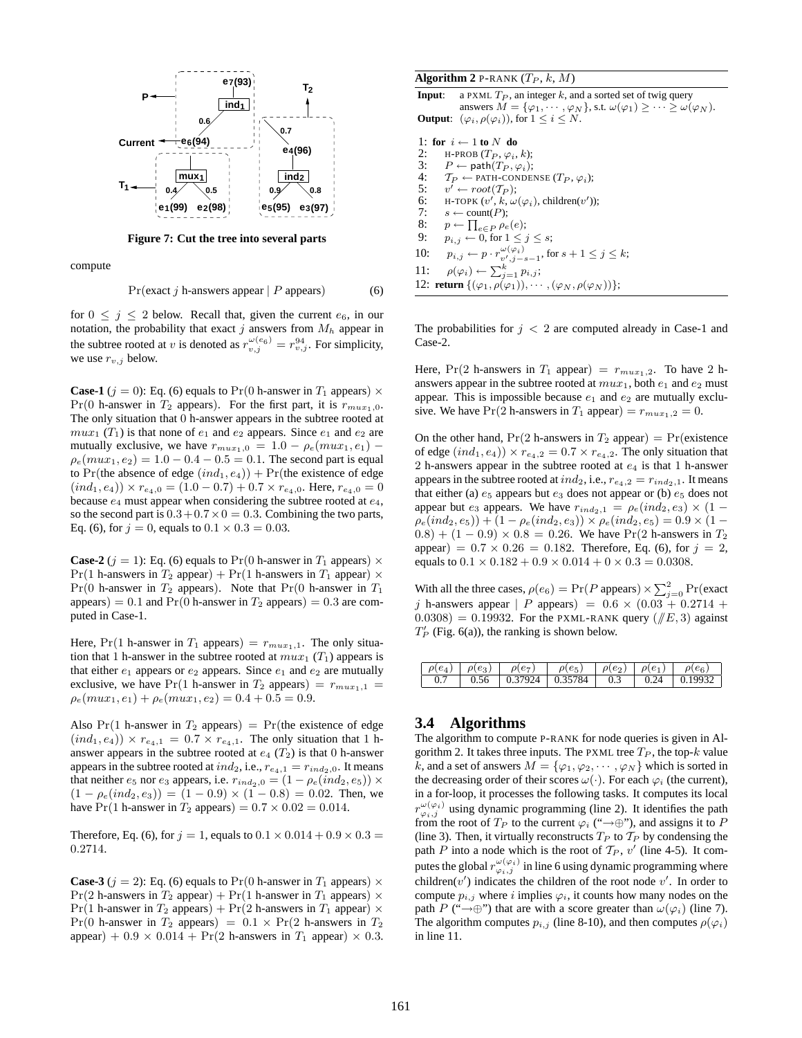Figure 7: Cut the tree into several parts

compute

$$\Pr(\text{exact } j \text{ h-answers appear} \mid P \text{ appears}) \quad (6)$$

for $0 \leq j \leq 2$ below. Recall that, given the current $e_6$, in our notation, the probability that exact $j$ answers from $M_h$ appear in the subtree rooted at $v$ is denoted as $r_{v,j}^{\omega(e_6)} = r_{v,j}^{94}$. For simplicity, we use $r_{v,j}$ below.

**Case-1** ($j = 0$): Eq. (6) equals to $\Pr(0 \text{ h-answer in } T_1 \text{ appears}) \times \Pr(0 \text{ h-answer in } T_2 \text{ appears})$. For the first part, it is $r_{mux_1,0}$. The only situation that 0 h-answer appears in the subtree rooted at $mux_1$ ($T_1$) is that none of $e_1$ and $e_2$ appears. Since $e_1$ and $e_2$ are mutually exclusive, we have $r_{mux_1,0} = 1.0 - \rho_e(mux_1, e_1) - \rho_e(mux_1, e_2) = 1.0 - 0.4 - 0.5 = 0.1$. The second part is equal to $\Pr(\text{the absence of edge } (ind_1, e_4)) + \Pr(\text{the existence of edge } (ind_1, e_4)) \times r_{e_4,0} = (1.0 - 0.7) + 0.7 \times r_{e_4,0}$. Here, $r_{e_4,0} = 0$ because $e_4$ must appear when considering the subtree rooted at $e_4$, so the second part is $0.3 + 0.7 \times 0 = 0.3$. Combining the two parts, Eq. (6), for $j = 0$, equals to $0.1 \times 0.3 = 0.03$.

**Case-2** ($j = 1$): Eq. (6) equals to $\Pr(0 \text{ h-answer in } T_1 \text{ appears}) \times \Pr(1 \text{ h-answers in } T_2 \text{ appear}) + \Pr(1 \text{ h-answers in } T_1 \text{ appear}) \times \Pr(0 \text{ h-answer in } T_2 \text{ appears})$. Note that $\Pr(0 \text{ h-answer in } T_1 \text{ appears}) = 0.1$ and $\Pr(0 \text{ h-answer in } T_2 \text{ appears}) = 0.3$ are computed in Case-1.

Here, $\Pr(1 \text{ h-answer in } T_1 \text{ appears}) = r_{mux_1,1}$. The only situation that 1 h-answer in the subtree rooted at $mux_1$ ($T_1$) appears is that either $e_1$ appears or $e_2$ appears. Since $e_1$ and $e_2$ are mutually exclusive, we have $\Pr(1 \text{ h-answer in } T_2 \text{ appears}) = r_{mux_1,1} = \rho_e(mux_1, e_1) + \rho_e(mux_1, e_2) = 0.4 + 0.5 = 0.9$.

Also $\Pr(1 \text{ h-answer in } T_2 \text{ appears}) = \Pr(\text{the existence of edge } (ind_1, e_4)) \times r_{e_4,1} = 0.7 \times r_{e_4,1}$. The only situation that 1 h-answer appears in the subtree rooted at $e_4$ ($T_2$) is that 0 h-answer appears in the subtree rooted at $ind_2$, i.e., $r_{e_4,1} = r_{ind_2,0}$. It means that neither $e_5$ nor $e_3$ appears, i.e. $r_{ind_2,0} = (1 - \rho_e(ind_2, e_5)) \times (1 - \rho_e(ind_2, e_3)) = (1 - 0.9) \times (1 - 0.8) = 0.02$. Then, we have $\Pr(1 \text{ h-answer in } T_2 \text{ appears}) = 0.7 \times 0.02 = 0.014$.

Therefore, Eq. (6), for $j = 1$, equals to $0.1 \times 0.014 + 0.9 \times 0.3 = 0.2714$.

**Case-3** ($j = 2$): Eq. (6) equals to $\Pr(0 \text{ h-answer in } T_1 \text{ appears}) \times \Pr(2 \text{ h-answers in } T_2 \text{ appear}) + \Pr(1 \text{ h-answer in } T_1 \text{ appears}) \times \Pr(1 \text{ h-answer in } T_2 \text{ appears}) + \Pr(2 \text{ h-answers in } T_1 \text{ appear}) \times \Pr(0 \text{ h-answer in } T_2 \text{ appears}) = 0.1 \times \Pr(2 \text{ h-answers in } T_2 \text{ appear}) + 0.9 \times 0.014 + \Pr(2 \text{ h-answers in } T_1 \text{ appear}) \times 0.3$.

The probabilities for $j < 2$ are computed already in Case-1 and Case-2.

Here, $\Pr(2 \text{ h-answers in } T_1 \text{ appear}) = r_{mux_1,2}$. To have 2 h-answers appear in the subtree rooted at $mux_1$, both $e_1$ and $e_2$ must appear. This is impossible because $e_1$ and $e_2$ are mutually exclusive. We have $\Pr(2 \text{ h-answers in } T_1 \text{ appear}) = r_{mux_1,2} = 0$.

On the other hand, $\Pr(2 \text{ h-answers in } T_2 \text{ appear}) = \Pr(\text{existence of edge } (ind_1, e_4)) \times r_{e_4,2} = 0.7 \times r_{e_4,2}$. The only situation that 2 h-answers appear in the subtree rooted at $e_4$ is that 1 h-answer appears in the subtree rooted at $ind_2$, i.e., $r_{e_4,2} = r_{ind_2,1}$. It means that either (a) $e_5$ appears but $e_3$ does not appear or (b) $e_5$ does not appear but $e_3$ appears. We have $r_{ind_2,1} = \rho_e(ind_2, e_3) \times (1 - \rho_e(ind_2, e_5)) + (1 - \rho_e(ind_2, e_3)) \times \rho_e(ind_2, e_5) = 0.9 \times (1 - 0.8) + (1 - 0.9) \times 0.8 = 0.26$. We have $\Pr(2 \text{ h-answers in } T_2 \text{ appear}) = 0.7 \times 0.26 = 0.182$. Therefore, Eq. (6), for $j = 2$, equals to $0.1 \times 0.182 + 0.9 \times 0.014 + 0 \times 0.3 = 0.0308$.

With all the three cases, $\rho(e_6) = \Pr(P \text{ appears}) \times \sum_{j=0}^{2} \Pr(\text{exact } j \text{ h-answers appear} \mid P \text{ appears}) = 0.6 \times (0.03 + 0.2714 + 0.0308) = 0.19932$. For the PXML-RANK query $(/\!/E, 3)$ against $T_P'$ (Fig. 6(a)), the ranking is shown below.

| $\rho(e_4)$ | $\rho(e_3)$ | $\rho(e_7)$ | $\rho(e_5)$ | $\rho(e_2)$ | $\rho(e_1)$ | $\rho(e_6)$ |
|---|---|---|---|---|---|---|
| 0.7 | 0.56 | 0.37924 | 0.35784 | 0.3 | 0.24 | 0.19932 |

**Algorithm 2** P-RANK ($T_P$, $k$, $M$)

**Input**: a PXML $T_P$, an integer $k$, and a sorted set of twig query answers $M = \{\varphi_1, \cdots, \varphi_N\}$, s.t. $\omega(\varphi_1) \geq \cdots \geq \omega(\varphi_N)$.
**Output**: $(\varphi_i, \rho(\varphi_i))$, for $1 \leq i \leq N$.

```
1: for i ← 1 to N do
2:     H-PROB (T_P, φ_i, k);
3:     P ← path(T_P, φ_i);
4:     𝒯_P ← PATH-CONDENSE (T_P, φ_i);
5:     v' ← root(𝒯_P);
6:     H-TOPK (v', k, ω(φ_i), children(v'));
7:     s ← count(P);
8:     p ← ∏_{e∈P} ρ_e(e);
9:     p_{i,j} ← 0, for 1 ≤ j ≤ s;
10:    p_{i,j} ← p · r^{ω(φ_i)}_{v',j−s−1}, for s+1 ≤ j ≤ k;
11:    ρ(φ_i) ← Σ_{j=1}^{k} p_{i,j};
12: return {(φ_1, ρ(φ_1)), ··· , (φ_N, ρ(φ_N))};
```

## 3.4 Algorithms

The algorithm to compute P-RANK for node queries is given in Algorithm 2. It takes three inputs. The PXML tree $T_P$, the top-$k$ value $k$, and a set of answers $M = \{\varphi_1, \varphi_2, \cdots, \varphi_N\}$ which is sorted in the decreasing order of their scores $\omega(\cdot)$. For each $\varphi_i$ (the current), in a for-loop, it processes the following tasks. It computes its local $r_{\varphi_i,j}^{\omega(\varphi_i)}$ using dynamic programming (line 2). It identifies the path from the root of $T_P$ to the current $\varphi_i$ ("$\rightarrow\oplus$"), and assigns it to $P$ (line 3). Then, it virtually reconstructs $T_P$ to $\mathcal{T}_P$ by condensing the path $P$ into a node which is the root of $\mathcal{T}_P$, $v'$ (line 4-5). It computes the global $r_{\varphi_i,j}^{\omega(\varphi_i)}$ in line 6 using dynamic programming where children($v'$) indicates the children of the root node $v'$. In order to compute $p_{i,j}$ where $i$ implies $\varphi_i$, it counts how many nodes on the path $P$ ("$\rightarrow\oplus$") that are with a score greater than $\omega(\varphi_i)$ (line 7). The algorithm computes $p_{i,j}$ (line 8-10), and then computes $\rho(\varphi_i)$ in line 11.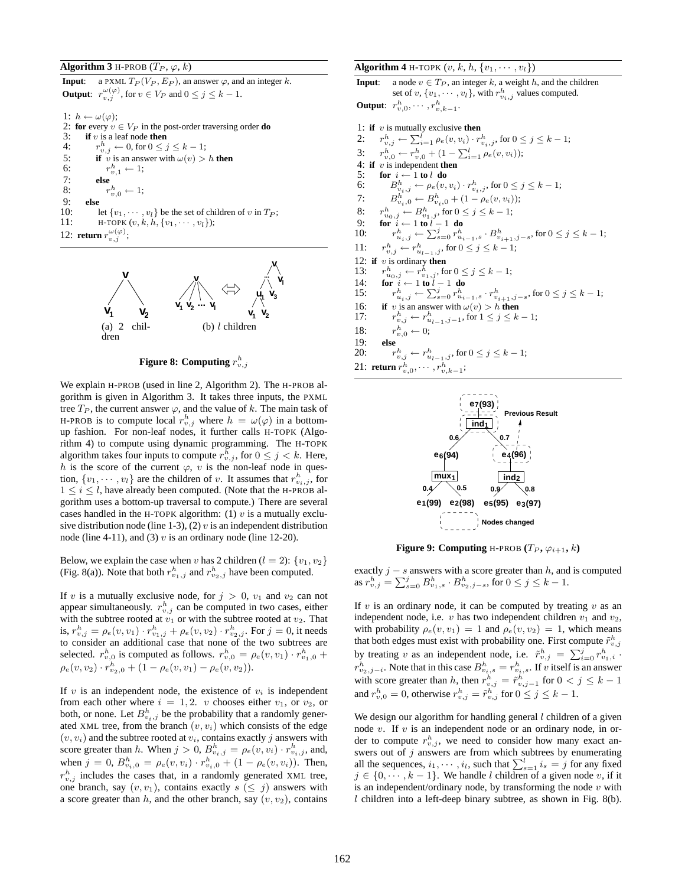**Algorithm 3** H-PROB ($T_P$, $\varphi$, $k$)

**Input**: a PXML $T_P(V_P, E_P)$, an answer $\varphi$, and an integer $k$.
**Output**: $r^{\omega(\varphi)}_{v,j}$, for $v \in V_P$ and $0 \le j \le k-1$.

```
1: h ← ω(φ);
2: for every v ∈ V_P in the post-order traversing order do
3:   if v is a leaf node then
4:     r^h_{v,j} ← 0, for 0 ≤ j ≤ k − 1;
5:     if v is an answer with ω(v) > h then
6:       r^h_{v,1} ← 1;
7:     else
8:       r^h_{v,0} ← 1;
9:   else
10:    let {v_1, ··· , v_l} be the set of children of v in T_P;
11:    H-TOPK (v, k, h, {v_1, ··· , v_l});
12: return r^{ω(φ)}_{v,j};
```

(a) 2 children

(b) $l$ children

**Figure 8: Computing $r^h_{v,j}$**

We explain H-PROB (used in line 2, Algorithm 2). The H-PROB algorithm is given in Algorithm 3. It takes three inputs, the PXML tree $T_P$, the current answer $\varphi$, and the value of $k$. The main task of H-PROB is to compute local $r^h_{v,j}$ where $h = \omega(\varphi)$ in a bottom-up fashion. For non-leaf nodes, it further calls H-TOPK (Algorithm 4) to compute using dynamic programming. The H-TOPK algorithm takes four inputs to compute $r^h_{v,j}$, for $0 \le j < k$. Here, $h$ is the score of the current $\varphi$, $v$ is the non-leaf node in question, $\{v_1, \cdots, v_l\}$ are the children of $v$. It assumes that $r^h_{v_i,j}$, for $1 \le i \le l$, have already been computed. (Note that the H-PROB algorithm uses a bottom-up traversal to compute.) There are several cases handled in the H-TOPK algorithm: (1) $v$ is a mutually exclusive distribution node (line 1-3), (2) $v$ is an independent distribution node (line 4-11), and (3) $v$ is an ordinary node (line 12-20).

Below, we explain the case when $v$ has 2 children ($l = 2$): $\{v_1, v_2\}$ (Fig. 8(a)). Note that both $r^h_{v_1,j}$ and $r^h_{v_2,j}$ have been computed.

If $v$ is a mutually exclusive node, for $j > 0$, $v_1$ and $v_2$ can not appear simultaneously. $r^h_{v,j}$ can be computed in two cases, either with the subtree rooted at $v_1$ or with the subtree rooted at $v_2$. That is, $r^h_{v,j} = \rho_e(v, v_1) \cdot r^h_{v_1,j} + \rho_e(v, v_2) \cdot r^h_{v_2,j}$. For $j = 0$, it needs to consider an additional case that none of the two subtrees are selected. $r^h_{v,0}$ is computed as follows. $r^h_{v,0} = \rho_e(v, v_1) \cdot r^h_{v_1,0} + \rho_e(v, v_2) \cdot r^h_{v_2,0} + (1 - \rho_e(v, v_1) - \rho_e(v, v_2))$.

If $v$ is an independent node, the existence of $v_i$ is independent from each other where $i = 1, 2$. $v$ chooses either $v_1$, or $v_2$, or both, or none. Let $B^h_{v_i,j}$ be the probability that a randomly generated XML tree, from the branch $(v, v_i)$ which consists of the edge $(v, v_i)$ and the subtree rooted at $v_i$, contains exactly $j$ answers with score greater than $h$. When $j > 0$, $B^h_{v_i,j} = \rho_e(v, v_i) \cdot r^h_{v_i,j}$, and, when $j = 0$, $B^h_{v_i,0} = \rho_e(v, v_i) \cdot r^h_{v_i,0} + (1 - \rho_e(v, v_i))$. Then, $r^h_{v,j}$ includes the cases that, in a randomly generated XML tree, one branch, say $(v, v_1)$, contains exactly $s$ ($\le j$) answers with a score greater than $h$, and the other branch, say $(v, v_2)$, contains exactly $j - s$ answers with a score greater than $h$, and is computed as $r^h_{v,j} = \sum_{s=0}^{j} B^h_{v_1,s} \cdot B^h_{v_2,j-s}$, for $0 \le j \le k - 1$.

If $v$ is an ordinary node, it can be computed by treating $v$ as an independent node. i.e. $v$ has two independent children $v_1$ and $v_2$, with probability $\rho_e(v, v_1) = 1$ and $\rho_e(v, v_2) = 1$, which means that both edges must exist with probability one. First compute $\tilde{r}^h_{v,j}$ by treating $v$ as an independent node, i.e. $\tilde{r}^h_{v,j} = \sum_{i=0}^{j} r^h_{v_1,i} \cdot r^h_{v_2,j-i}$. Note that in this case $B^h_{v_i,s} = r^h_{v_i,s}$. If $v$ itself is an answer with score greater than $h$, then $r^h_{v,j} = \tilde{r}^h_{v,j-1}$ for $0 < j \le k - 1$ and $r^h_{v,0} = 0$, otherwise $r^h_{v,j} = \tilde{r}^h_{v,j}$ for $0 \le j \le k - 1$.

We design our algorithm for handling general $l$ children of a given node $v$. If $v$ is an independent node or an ordinary node, in order to compute $r^h_{v,j}$, we need to consider how many exact answers out of $j$ answers are from which subtrees by enumerating all the sequences, $i_1, \cdots, i_l$, such that $\sum_{s=1}^{l} i_s = j$ for any fixed $j \in \{0, \cdots, k-1\}$. We handle $l$ children of a given node $v$, if it is an independent/ordinary node, by transforming the node $v$ with $l$ children into a left-deep binary subtree, as shown in Fig. 8(b).

**Algorithm 4** H-TOPK ($v$, $k$, $h$, $\{v_1, \cdots, v_l\}$)

**Input**: a node $v \in T_P$, an integer $k$, a weight $h$, and the children set of $v$, $\{v_1, \cdots, v_l\}$, with $r^h_{v_i,j}$ values computed.
**Output**: $r^h_{v,0}, \cdots, r^h_{v,k-1}$.

1: **if** $v$ is mutually exclusive **then**
2: $\quad r^h_{v,j} \leftarrow \sum_{i=1}^{l} \rho_e(v, v_i) \cdot r^h_{v_i,j}$, for $0 \le j \le k-1$;
3: $\quad r^h_{v,0} \leftarrow r^h_{v,0} + (1 - \sum_{i=1}^{l} \rho_e(v, v_i))$;
4: **if** $v$ is independent **then**
5: $\quad$ **for** $i \leftarrow 1$ **to** $l$ **do**
6: $\quad\quad B^h_{v_i,j} \leftarrow \rho_e(v, v_i) \cdot r^h_{v_i,j}$, for $0 \le j \le k-1$;
7: $\quad\quad B^h_{v_i,0} \leftarrow B^h_{v_i,0} + (1 - \rho_e(v, v_i))$;
8: $\quad r^h_{u_0,j} \leftarrow B^h_{v_1,j}$, for $0 \le j \le k-1$;
9: $\quad$ **for** $i \leftarrow 1$ **to** $l-1$ **do**
10: $\quad\quad r^h_{u_i,j} \leftarrow \sum_{s=0}^{j} r^h_{u_{i-1},s} \cdot B^h_{v_{i+1},j-s}$, for $0 \le j \le k-1$;
11: $\quad r^h_{v,j} \leftarrow r^h_{u_{l-1},j}$, for $0 \le j \le k-1$;
12: **if** $v$ is ordinary **then**
13: $\quad r^h_{u_0,j} \leftarrow r^h_{v_1,j}$, for $0 \le j \le k-1$;
14: $\quad$ **for** $i \leftarrow 1$ **to** $l-1$ **do**
15: $\quad\quad r^h_{u_i,j} \leftarrow \sum_{s=0}^{j} r^h_{u_{i-1},s} \cdot r^h_{v_{i+1},j-s}$, for $0 \le j \le k-1$;
16: $\quad$ **if** $v$ is an answer with $\omega(v) > h$ **then**
17: $\quad\quad r^h_{v,j} \leftarrow r^h_{u_{l-1},j-1}$, for $1 \le j \le k-1$;
18: $\quad\quad r^h_{v,0} \leftarrow 0$;
19: $\quad$ **else**
20: $\quad\quad r^h_{v,j} \leftarrow r^h_{u_{l-1},j}$, for $0 \le j \le k-1$;
21: **return** $r^h_{v,0}, \cdots, r^h_{v,k-1}$;

**Figure 9: Computing H-PROB ($T_P$, $\varphi_{i+1}$, $k$)**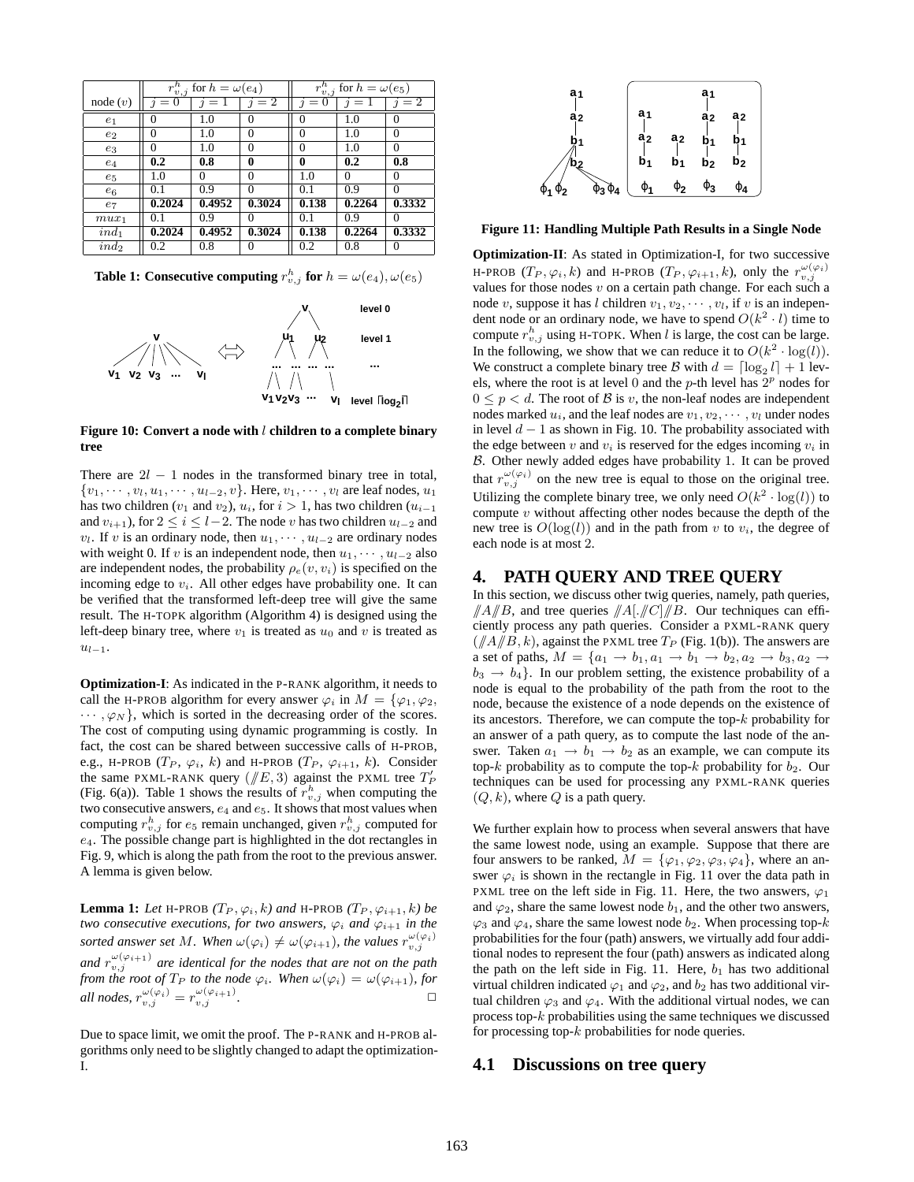| node ($v$) | $r^h_{v,j}$ for $h = \omega(e_4)$ | | | $r^h_{v,j}$ for $h = \omega(e_5)$ | | |
|---|---|---|---|---|---|---|
| | $j = 0$ | $j = 1$ | $j = 2$ | $j = 0$ | $j = 1$ | $j = 2$ |
| $e_1$ | 0 | 1.0 | 0 | 0 | 1.0 | 0 |
| $e_2$ | 0 | 1.0 | 0 | 0 | 1.0 | 0 |
| $e_3$ | 0 | 1.0 | 0 | 0 | 1.0 | 0 |
| $e_4$ | **0.2** | **0.8** | **0** | **0** | **0.2** | **0.8** |
| $e_5$ | 1.0 | 0 | 0 | 1.0 | 0 | 0 |
| $e_6$ | 0.1 | 0.9 | 0 | 0.1 | 0.9 | 0 |
| $e_7$ | **0.2024** | **0.4952** | **0.3024** | **0.138** | **0.2264** | **0.3332** |
| $mux_1$ | 0.1 | 0.9 | 0 | 0.1 | 0.9 | 0 |
| $ind_1$ | **0.2024** | **0.4952** | **0.3024** | **0.138** | **0.2264** | **0.3332** |
| $ind_2$ | 0.2 | 0.8 | 0 | 0.2 | 0.8 | 0 |

**Table 1: Consecutive computing $r^h_{v,j}$ for $h = \omega(e_4), \omega(e_5)$**

**Figure 10: Convert a node with $l$ children to a complete binary tree**

There are $2l - 1$ nodes in the transformed binary tree in total, $\{v_1, \cdots, v_l, u_1, \cdots, u_{l-2}, v\}$. Here, $v_1, \cdots, v_l$ are leaf nodes, $u_1$ has two children ($v_1$ and $v_2$), $u_i$, for $i > 1$, has two children ($u_{i-1}$ and $v_{i+1}$), for $2 \le i \le l-2$. The node $v$ has two children $u_{l-2}$ and $v_l$. If $v$ is an ordinary node, then $u_1, \cdots, u_{l-2}$ are ordinary nodes with weight 0. If $v$ is an independent node, then $u_1, \cdots, u_{l-2}$ also are independent nodes, the probability $\rho_e(v, v_i)$ is specified on the incoming edge to $v_i$. All other edges have probability one. It can be verified that the transformed left-deep tree will give the same result. The H-TOPK algorithm (Algorithm 4) is designed using the left-deep binary tree, where $v_1$ is treated as $u_0$ and $v$ is treated as $u_{l-1}$.

**Optimization-I**: As indicated in the P-RANK algorithm, it needs to call the H-PROB algorithm for every answer $\varphi_i$ in $M = \{\varphi_1, \varphi_2, \cdots, \varphi_N\}$, which is sorted in the decreasing order of the scores. The cost of computing using dynamic programming is costly. In fact, the cost can be shared between successive calls of H-PROB, e.g., H-PROB ($T_P$, $\varphi_i$, $k$) and H-PROB ($T_P$, $\varphi_{i+1}$, $k$). Consider the same PXML-RANK query ($/\!/E, 3$) against the PXML tree $T'_P$ (Fig. 6(a)). Table 1 shows the results of $r^h_{v,j}$ when computing the two consecutive answers, $e_4$ and $e_5$. It shows that most values when computing $r^h_{v,j}$ for $e_5$ remain unchanged, given $r^h_{v,j}$ computed for $e_4$. The possible change part is highlighted in the dot rectangles in Fig. 9, which is along the path from the root to the previous answer. A lemma is given below.

**Lemma 1:** *Let H-PROB ($T_P, \varphi_i, k$) and H-PROB ($T_P, \varphi_{i+1}, k$) be two consecutive executions, for two answers, $\varphi_i$ and $\varphi_{i+1}$ in the sorted answer set $M$. When $\omega(\varphi_i) \neq \omega(\varphi_{i+1})$, the values $r^{\omega(\varphi_i)}_{v,j}$ and $r^{\omega(\varphi_{i+1})}_{v,j}$ are identical for the nodes that are not on the path from the root of $T_P$ to the node $\varphi_i$. When $\omega(\varphi_i) = \omega(\varphi_{i+1})$, for all nodes, $r^{\omega(\varphi_i)}_{v,j} = r^{\omega(\varphi_{i+1})}_{v,j}$.* □

Due to space limit, we omit the proof. The P-RANK and H-PROB algorithms only need to be slightly changed to adapt the optimization-I.

**Figure 11: Handling Multiple Path Results in a Single Node**

**Optimization-II**: As stated in Optimization-I, for two successive H-PROB ($T_P, \varphi_i, k$) and H-PROB ($T_P, \varphi_{i+1}, k$), only the $r^{\omega(\varphi_i)}_{v,j}$ values for those nodes $v$ on a certain path change. For each such a node $v$, suppose it has $l$ children $v_1, v_2, \cdots, v_l$, if $v$ is an independent node or an ordinary node, we have to spend $O(k^2 \cdot l)$ time to compute $r^h_{v,j}$ using H-TOPK. When $l$ is large, the cost can be large. In the following, we show that we can reduce it to $O(k^2 \cdot \log(l))$. We construct a complete binary tree $\mathcal{B}$ with $d = \lceil \log_2 l \rceil + 1$ levels, where the root is at level 0 and the $p$-th level has $2^p$ nodes for $0 \le p < d$. The root of $\mathcal{B}$ is $v$, the non-leaf nodes are independent nodes marked $u_i$, and the leaf nodes are $v_1, v_2, \cdots, v_l$ under nodes in level $d - 1$ as shown in Fig. 10. The probability associated with the edge between $v$ and $v_i$ is reserved for the edges incoming $v_i$ in $\mathcal{B}$. Other newly added edges have probability 1. It can be proved that $r^{\omega(\varphi_i)}_{v,j}$ on the new tree is equal to those on the original tree. Utilizing the complete binary tree, we only need $O(k^2 \cdot \log(l))$ to compute $v$ without affecting other nodes because the depth of the new tree is $O(\log(l))$ and in the path from $v$ to $v_i$, the degree of each node is at most 2.

## 4. PATH QUERY AND TREE QUERY

In this section, we discuss other twig queries, namely, path queries, $/\!/A/\!/B$, and tree queries $/\!/A[./\!/C]/\!/B$. Our techniques can efficiently process any path queries. Consider a PXML-RANK query ($/\!/A/\!/B, k$), against the PXML tree $T_P$ (Fig. 1(b)). The answers are a set of paths, $M = \{a_1 \to b_1, a_1 \to b_1 \to b_2, a_2 \to b_3, a_2 \to b_3 \to b_4\}$. In our problem setting, the existence probability of a node is equal to the probability of the path from the root to the node, because the existence of a node depends on the existence of its ancestors. Therefore, we can compute the top-$k$ probability for an answer of a path query, as to compute the last node of the answer. Taken $a_1 \to b_1 \to b_2$ as an example, we can compute its top-$k$ probability as to compute the top-$k$ probability for $b_2$. Our techniques can be used for processing any PXML-RANK queries $(Q, k)$, where $Q$ is a path query.

We further explain how to process when several answers that have the same lowest node, using an example. Suppose that there are four answers to be ranked, $M = \{\varphi_1, \varphi_2, \varphi_3, \varphi_4\}$, where an answer $\varphi_i$ is shown in the rectangle in Fig. 11 over the data path in PXML tree on the left side in Fig. 11. Here, the two answers, $\varphi_1$ and $\varphi_2$, share the same lowest node $b_1$, and the other two answers, $\varphi_3$ and $\varphi_4$, share the same lowest node $b_2$. When processing top-$k$ probabilities for the four (path) answers, we virtually add four additional nodes to represent the four (path) answers as indicated along the path on the left side in Fig. 11. Here, $b_1$ has two additional virtual children indicated $\varphi_1$ and $\varphi_2$, and $b_2$ has two additional virtual children $\varphi_3$ and $\varphi_4$. With the additional virtual nodes, we can process top-$k$ probabilities using the same techniques we discussed for processing top-$k$ probabilities for node queries.

### 4.1 Discussions on tree query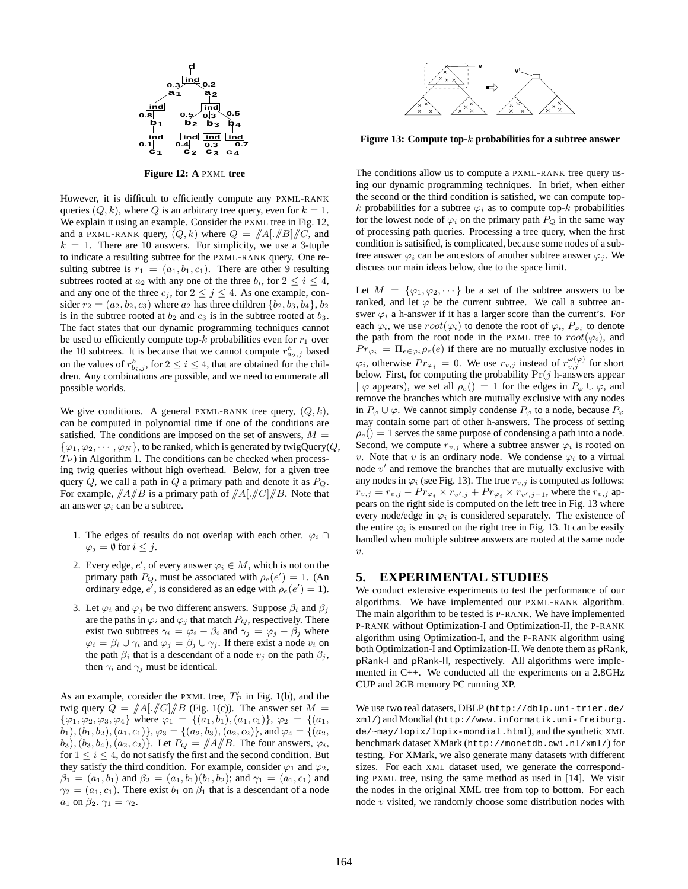Figure 12: A PXML tree

However, it is difficult to efficiently compute any PXML-RANK queries $(Q, k)$, where $Q$ is an arbitrary tree query, even for $k = 1$. We explain it using an example. Consider the PXML tree in Fig. 12, and a PXML-RANK query, $(Q, k)$ where $Q = /\!/A[./\!/B]/\!/C$, and $k = 1$. There are 10 answers. For simplicity, we use a 3-tuple to indicate a resulting subtree for the PXML-RANK query. One resulting subtree is $r_1 = (a_1, b_1, c_1)$. There are other 9 resulting subtrees rooted at $a_2$ with any one of the three $b_i$, for $2 \leq i \leq 4$, and any one of the three $c_j$, for $2 \leq j \leq 4$. As one example, consider $r_2 = (a_2, b_2, c_3)$ where $a_2$ has three children $\{b_2, b_3, b_4\}$, $b_2$ is in the subtree rooted at $b_2$ and $c_3$ is in the subtree rooted at $b_3$. The fact states that our dynamic programming techniques cannot be used to efficiently compute top-$k$ probabilities even for $r_1$ over the 10 subtrees. It is because that we cannot compute $r^h_{a_2,j}$ based on the values of $r^h_{b_i,j}$, for $2 \leq i \leq 4$, that are obtained for the children. Any combinations are possible, and we need to enumerate all possible worlds.

We give conditions. A general PXML-RANK tree query, $(Q, k)$, can be computed in polynomial time if one of the conditions are satisfied. The conditions are imposed on the set of answers, $M = \{\varphi_1, \varphi_2, \cdots, \varphi_N\}$, to be ranked, which is generated by twigQuery($Q$, $T_P$) in Algorithm 1. The conditions can be checked when processing twig queries without high overhead. Below, for a given tree query $Q$, we call a path in $Q$ a primary path and denote it as $P_Q$. For example, $/\!/A/\!/B$ is a primary path of $/\!/A[./\!/C]/\!/B$. Note that an answer $\varphi_i$ can be a subtree.

1. The edges of results do not overlap with each other. $\varphi_i \cap \varphi_j = \emptyset$ for $i \leq j$.
2. Every edge, $e'$, of every answer $\varphi_i \in M$, which is not on the primary path $P_Q$, must be associated with $\rho_e(e') = 1$. (An ordinary edge, $e'$, is considered as an edge with $\rho_e(e') = 1$).
3. Let $\varphi_i$ and $\varphi_j$ be two different answers. Suppose $\beta_i$ and $\beta_j$ are the paths in $\varphi_i$ and $\varphi_j$ that match $P_Q$, respectively. There exist two subtrees $\gamma_i = \varphi_i - \beta_i$ and $\gamma_j = \varphi_j - \beta_j$ where $\varphi_i = \beta_i \cup \gamma_i$ and $\varphi_j = \beta_j \cup \gamma_j$. If there exist a node $v_i$ on the path $\beta_i$ that is a descendant of a node $v_j$ on the path $\beta_j$, then $\gamma_i$ and $\gamma_j$ must be identical.

As an example, consider the PXML tree, $T'_P$ in Fig. 1(b), and the twig query $Q = /\!/A[./\!/C]/\!/B$ (Fig. 1(c)). The answer set $M = \{\varphi_1, \varphi_2, \varphi_3, \varphi_4\}$ where $\varphi_1 = \{(a_1, b_1), (a_1, c_1)\}$, $\varphi_2 = \{(a_1, b_1), (b_1, b_2), (a_1, c_1)\}$, $\varphi_3 = \{(a_2, b_3), (a_2, c_2)\}$, and $\varphi_4 = \{(a_2, b_3), (b_3, b_4), (a_2, c_2)\}$. Let $P_Q = /\!/A/\!/B$. The four answers, $\varphi_i$, for $1 \leq i \leq 4$, do not satisfy the first and the second condition. But they satisfy the third condition. For example, consider $\varphi_1$ and $\varphi_2$, $\beta_1 = (a_1, b_1)$ and $\beta_2 = (a_1, b_1)(b_1, b_2)$; and $\gamma_1 = (a_1, c_1)$ and $\gamma_2 = (a_1, c_1)$. There exist $b_1$ on $\beta_1$ that is a descendant of a node $a_1$ on $\beta_2$. $\gamma_1 = \gamma_2$.

Figure 13: Compute top-$k$ probabilities for a subtree answer

The conditions allow us to compute a PXML-RANK tree query using our dynamic programming techniques. In brief, when either the second or the third condition is satisfied, we can compute top-$k$ probabilities for a subtree $\varphi_i$ as to compute top-$k$ probabilities for the lowest node of $\varphi_i$ on the primary path $P_Q$ in the same way of processing path queries. Processing a tree query, when the first condition is satisified, is complicated, because some nodes of a subtree answer $\varphi_i$ can be ancestors of another subtree answer $\varphi_j$. We discuss our main ideas below, due to the space limit.

Let $M = \{\varphi_1, \varphi_2, \cdots\}$ be a set of the subtree answers to be ranked, and let $\varphi$ be the current subtree. We call a subtree answer $\varphi_i$ a h-answer if it has a larger score than the current's. For each $\varphi_i$, we use $root(\varphi_i)$ to denote the root of $\varphi_i$, $P_{\varphi_i}$ to denote the path from the root node in the PXML tree to $root(\varphi_i)$, and $Pr_{\varphi_i} = \Pi_{e \in \varphi_i} \rho_e(e)$ if there are no mutually exclusive nodes in $\varphi_i$, otherwise $Pr_{\varphi_i} = 0$. We use $r_{v,j}$ instead of $r^{\omega(\varphi)}_{v,j}$ for short below. First, for computing the probability $\Pr(j$ h-answers appear $\mid \varphi$ appears), we set all $\rho_e() = 1$ for the edges in $P_\varphi \cup \varphi$, and remove the branches which are mutually exclusive with any nodes in $P_\varphi \cup \varphi$. We cannot simply condense $P_\varphi$ to a node, because $P_\varphi$ may contain some part of other h-answers. The process of setting $\rho_e() = 1$ serves the same purpose of condensing a path into a node. Second, we compute $r_{v,j}$ where a subtree answer $\varphi_i$ is rooted on $v$. Note that $v$ is an ordinary node. We condense $\varphi_i$ to a virtual node $v'$ and remove the branches that are mutually exclusive with any nodes in $\varphi_i$ (see Fig. 13). The true $r_{v,j}$ is computed as follows: $r_{v,j} = r_{v,j} - Pr_{\varphi_i} \times r_{v',j} + Pr_{\varphi_i} \times r_{v',j-1}$, where the $r_{v,j}$ appears on the right side is computed on the left tree in Fig. 13 where every node/edge in $\varphi_i$ is considered separately. The existence of the entire $\varphi_i$ is ensured on the right tree in Fig. 13. It can be easily handled when multiple subtree answers are rooted at the same node $v$.

## 5. EXPERIMENTAL STUDIES

We conduct extensive experiments to test the performance of our algorithms. We have implemented our PXML-RANK algorithm. The main algorithm to be tested is P-RANK. We have implemented P-RANK without Optimization-I and Optimization-II, the P-RANK algorithm using Optimization-I, and the P-RANK algorithm using both Optimization-I and Optimization-II. We denote them as pRank, pRank-I and pRank-II, respectively. All algorithms were implemented in C++. We conducted all the experiments on a 2.8GHz CUP and 2GB memory PC running XP.

We use two real datasets, DBLP (http://dblp.uni-trier.de/xml/) and Mondial (http://www.informatik.uni-freiburg.de/~may/lopix/lopix-mondial.html), and the synthetic XML benchmark dataset XMark (http://monetdb.cwi.nl/xml/) for testing. For XMark, we also generate many datasets with different sizes. For each XML dataset used, we generate the corresponding PXML tree, using the same method as used in [14]. We visit the nodes in the original XML tree from top to bottom. For each node $v$ visited, we randomly choose some distribution nodes with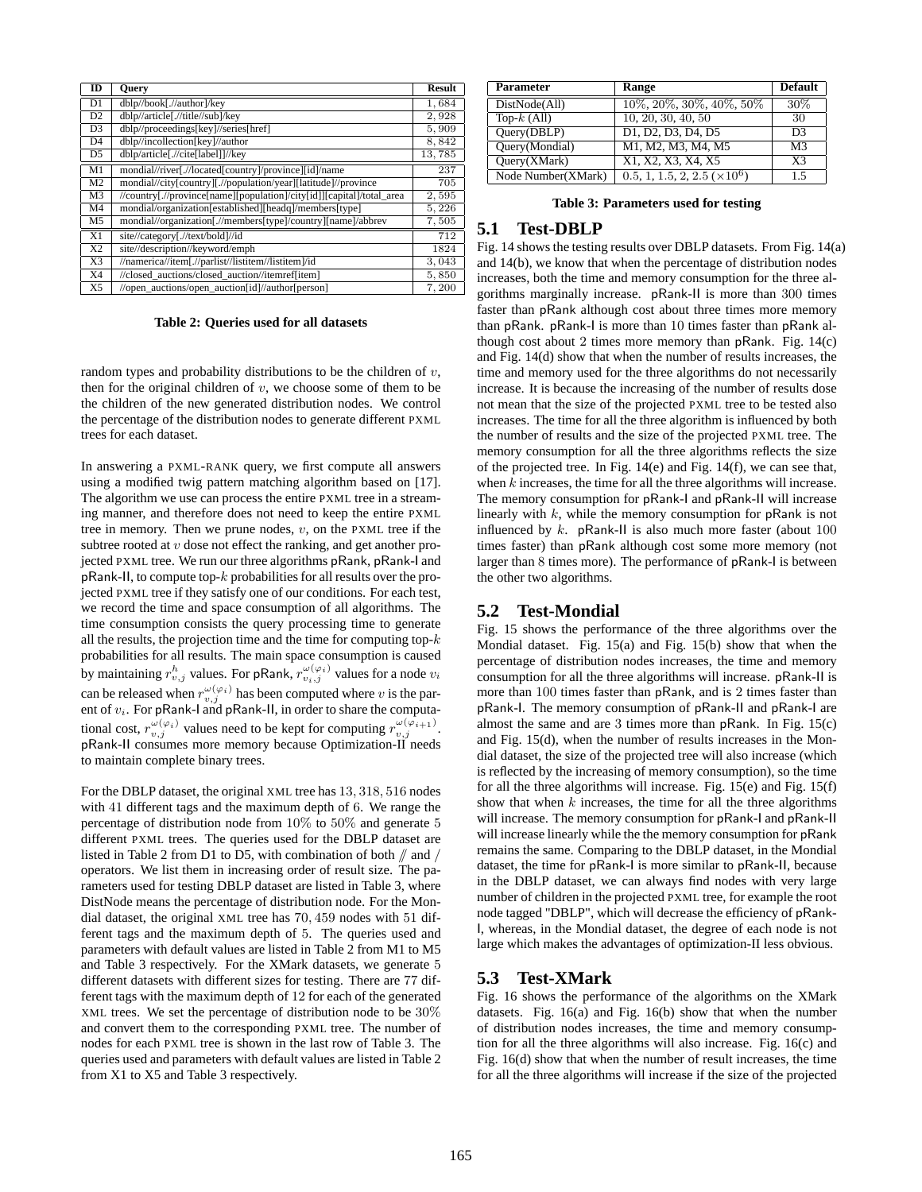| ID | Query | Result |
|---|---|---|
| D1 | dblp//book[.//author]/key | 1,684 |
| D2 | dblp//article[.//title//sub]/key | 2,928 |
| D3 | dblp//proceedings[key]//series[href] | 5,909 |
| D4 | dblp//incollection[key]//author | 8,842 |
| D5 | dblp/article[.//cite[label]]//key | 13,785 |
| M1 | mondial//river[.//located[country]/province][id]/name | 237 |
| M2 | mondial//city[country][.//population/year][latitude]//province | 705 |
| M3 | //country[.//province[name][population]/city[id]][capital]/total_area | 2,595 |
| M4 | mondial/organization[established][headq]/members[type] | 5,226 |
| M5 | mondial//organization[.//members[type]/country][name]/abbrev | 7,505 |
| X1 | site//category[.//text/bold]//id | 712 |
| X2 | site//description//keyword/emph | 1824 |
| X3 | //namerica//item[.//parlist//listitem//listitem]/id | 3,043 |
| X4 | //closed_auctions/closed_auction//itemref[item] | 5,850 |
| X5 | //open_auctions/open_auction[id]//author[person] | 7,200 |

**Table 2: Queries used for all datasets**

random types and probability distributions to be the children of $v$, then for the original children of $v$, we choose some of them to be the children of the new generated distribution nodes. We control the percentage of the distribution nodes to generate different PXML trees for each dataset.

In answering a PXML-RANK query, we first compute all answers using a modified twig pattern matching algorithm based on [17]. The algorithm we use can process the entire PXML tree in a streaming manner, and therefore does not need to keep the entire PXML tree in memory. Then we prune nodes, $v$, on the PXML tree if the subtree rooted at $v$ dose not effect the ranking, and get another projected PXML tree. We run our three algorithms pRank, pRank-I and pRank-II, to compute top-$k$ probabilities for all results over the projected PXML tree if they satisfy one of our conditions. For each test, we record the time and space consumption of all algorithms. The time consumption consists the query processing time to generate all the results, the projection time and the time for computing top-$k$ probabilities for all results. The main space consumption is caused by maintaining $r^h_{v,j}$ values. For pRank, $r^{\omega(\varphi_i)}_{v_i,j}$ values for a node $v_i$ can be released when $r^{\omega(\varphi_i)}_{v,j}$ has been computed where $v$ is the parent of $v_i$. For pRank-I and pRank-II, in order to share the computational cost, $r^{\omega(\varphi_i)}_{v,j}$ values need to be kept for computing $r^{\omega(\varphi_{i+1})}_{v,j}$. pRank-II consumes more memory because Optimization-II needs to maintain complete binary trees.

For the DBLP dataset, the original XML tree has $13,318,516$ nodes with $41$ different tags and the maximum depth of $6$. We range the percentage of distribution node from $10\%$ to $50\%$ and generate $5$ different PXML trees. The queries used for the DBLP dataset are listed in Table 2 from D1 to D5, with combination of both // and / operators. We list them in increasing order of result size. The parameters used for testing DBLP dataset are listed in Table 3, where DistNode means the percentage of distribution node. For the Mondial dataset, the original XML tree has $70,459$ nodes with $51$ different tags and the maximum depth of $5$. The queries used and parameters with default values are listed in Table 2 from M1 to M5 and Table 3 respectively. For the XMark datasets, we generate $5$ different datasets with different sizes for testing. There are $77$ different tags with the maximum depth of $12$ for each of the generated XML trees. We set the percentage of distribution node to be $30\%$ and convert them to the corresponding PXML tree. The number of nodes for each PXML tree is shown in the last row of Table 3. The queries used and parameters with default values are listed in Table 2 from X1 to X5 and Table 3 respectively.

| Parameter | Range | Default |
|---|---|---|
| DistNode(All) | $10\%, 20\%, 30\%, 40\%, 50\%$ | $30\%$ |
| Top-$k$ (All) | $10, 20, 30, 40, 50$ | $30$ |
| Query(DBLP) | D1, D2, D3, D4, D5 | D3 |
| Query(Mondial) | M1, M2, M3, M4, M5 | M3 |
| Query(XMark) | X1, X2, X3, X4, X5 | X3 |
| Node Number(XMark) | $0.5, 1, 1.5, 2, 2.5\ (\times 10^6)$ | $1.5$ |

**Table 3: Parameters used for testing**

## 5.1 Test-DBLP

Fig. 14 shows the testing results over DBLP datasets. From Fig. 14(a) and 14(b), we know that when the percentage of distribution nodes increases, both the time and memory consumption for the three algorithms marginally increase. pRank-II is more than $300$ times faster than pRank although cost about three times more memory than pRank. pRank-I is more than $10$ times faster than pRank although cost about $2$ times more memory than pRank. Fig. 14(c) and Fig. 14(d) show that when the number of results increases, the time and memory used for the three algorithms do not necessarily increase. It is because the increasing of the number of results dose not mean that the size of the projected PXML tree to be tested also increases. The time for all the three algorithm is influenced by both the number of results and the size of the projected PXML tree. The memory consumption for all the three algorithms reflects the size of the projected tree. In Fig. 14(e) and Fig. 14(f), we can see that, when $k$ increases, the time for all the three algorithms will increase. The memory consumption for pRank-I and pRank-II will increase linearly with $k$, while the memory consumption for pRank is not influenced by $k$. pRank-II is also much more faster (about $100$ times faster) than pRank although cost some more memory (not larger than $8$ times more). The performance of pRank-I is between the other two algorithms.

## 5.2 Test-Mondial

Fig. 15 shows the performance of the three algorithms over the Mondial dataset. Fig. 15(a) and Fig. 15(b) show that when the percentage of distribution nodes increases, the time and memory consumption for all the three algorithms will increase. pRank-II is more than $100$ times faster than pRank, and is $2$ times faster than pRank-I. The memory consumption of pRank-II and pRank-I are almost the same and are $3$ times more than pRank. In Fig. 15(c) and Fig. 15(d), when the number of results increases in the Mondial dataset, the size of the projected tree will also increase (which is reflected by the increasing of memory consumption), so the time for all the three algorithms will increase. Fig. 15(e) and Fig. 15(f) show that when $k$ increases, the time for all the three algorithms will increase. The memory consumption for pRank-I and pRank-II will increase linearly while the the memory consumption for pRank remains the same. Comparing to the DBLP dataset, in the Mondial dataset, the time for pRank-I is more similar to pRank-II, because in the DBLP dataset, we can always find nodes with very large number of children in the projected PXML tree, for example the root node tagged "DBLP", which will decrease the efficiency of pRank-I, whereas, in the Mondial dataset, the degree of each node is not large which makes the advantages of optimization-II less obvious.

## 5.3 Test-XMark

Fig. 16 shows the performance of the algorithms on the XMark datasets. Fig. 16(a) and Fig. 16(b) show that when the number of distribution nodes increases, the time and memory consumption for all the three algorithms will also increase. Fig. 16(c) and Fig. 16(d) show that when the number of result increases, the time for all the three algorithms will increase if the size of the projected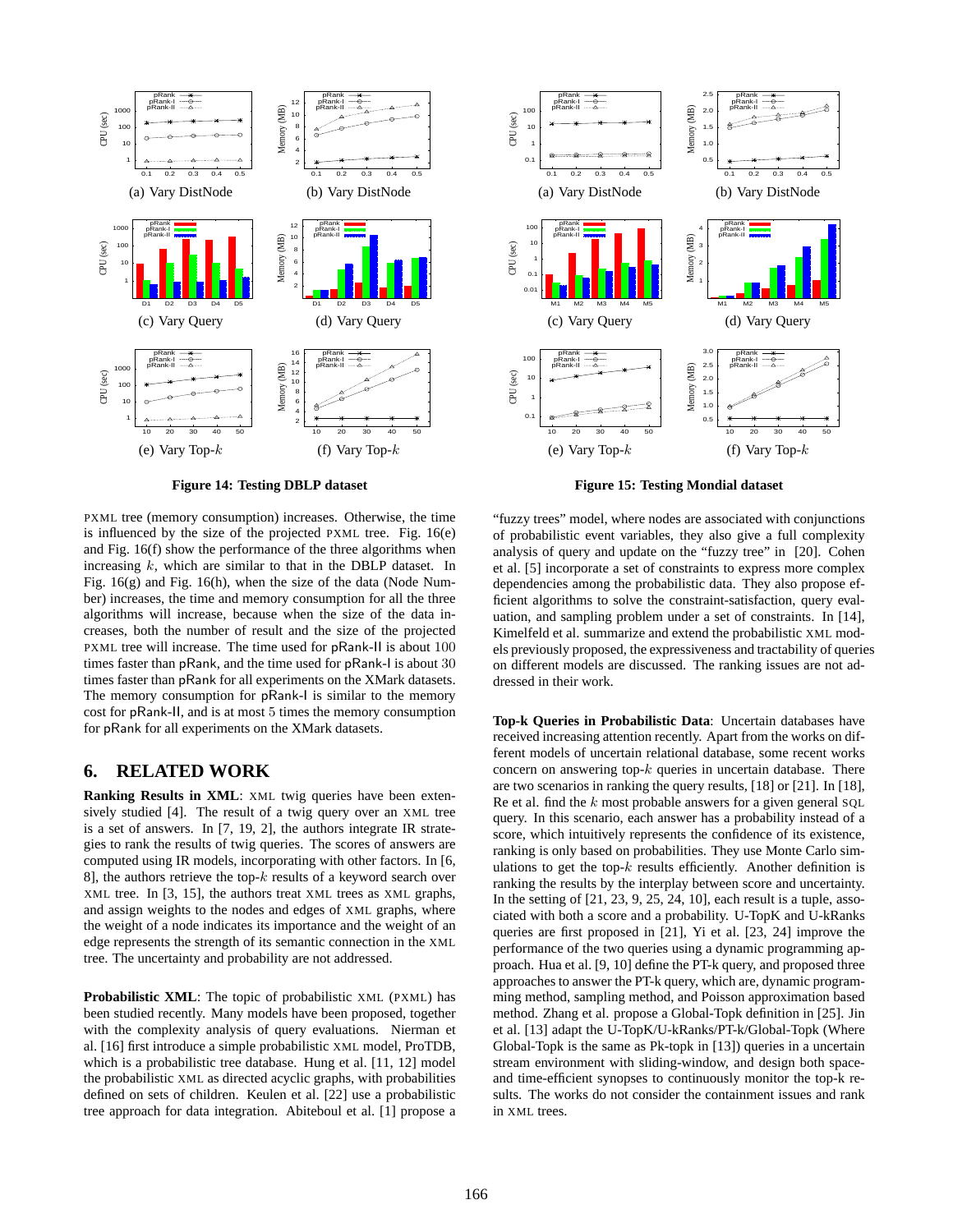(a) Vary DistNode

(b) Vary DistNode

(c) Vary Query

(d) Vary Query

(e) Vary Top-$k$

(f) Vary Top-$k$

**Figure 14: Testing DBLP dataset**

(a) Vary DistNode

(b) Vary DistNode

(c) Vary Query

(d) Vary Query

(e) Vary Top-$k$

(f) Vary Top-$k$

**Figure 15: Testing Mondial dataset**

PXML tree (memory consumption) increases. Otherwise, the time is influenced by the size of the projected PXML tree. Fig. 16(e) and Fig. 16(f) show the performance of the three algorithms when increasing $k$, which are similar to that in the DBLP dataset. In Fig. 16(g) and Fig. 16(h), when the size of the data (Node Number) increases, the time and memory consumption for all the three algorithms will increase, because when the size of the data increases, both the number of result and the size of the projected PXML tree will increase. The time used for pRank-II is about 100 times faster than pRank, and the time used for pRank-I is about 30 times faster than pRank for all experiments on the XMark datasets. The memory consumption for pRank-I is similar to the memory cost for pRank-II, and is at most 5 times the memory consumption for pRank for all experiments on the XMark datasets.

## 6. RELATED WORK

**Ranking Results in XML**: XML twig queries have been extensively studied [4]. The result of a twig query over an XML tree is a set of answers. In [7, 19, 2], the authors integrate IR strategies to rank the results of twig queries. The scores of answers are computed using IR models, incorporating with other factors. In [6, 8], the authors retrieve the top-$k$ results of a keyword search over XML tree. In [3, 15], the authors treat XML trees as XML graphs, and assign weights to the nodes and edges of XML graphs, where the weight of a node indicates its importance and the weight of an edge represents the strength of its semantic connection in the XML tree. The uncertainty and probability are not addressed.

**Probabilistic XML**: The topic of probabilistic XML (PXML) has been studied recently. Many models have been proposed, together with the complexity analysis of query evaluations. Nierman et al. [16] first introduce a simple probabilistic XML model, ProTDB, which is a probabilistic tree database. Hung et al. [11, 12] model the probabilistic XML as directed acyclic graphs, with probabilities defined on sets of children. Keulen et al. [22] use a probabilistic tree approach for data integration. Abiteboul et al. [1] propose a "fuzzy trees" model, where nodes are associated with conjunctions of probabilistic event variables, they also give a full complexity analysis of query and update on the "fuzzy tree" in [20]. Cohen et al. [5] incorporate a set of constraints to express more complex dependencies among the probabilistic data. They also propose efficient algorithms to solve the constraint-satisfaction, query evaluation, and sampling problem under a set of constraints. In [14], Kimelfeld et al. summarize and extend the probabilistic XML models previously proposed, the expressiveness and tractability of queries on different models are discussed. The ranking issues are not addressed in their work.

**Top-k Queries in Probabilistic Data**: Uncertain databases have received increasing attention recently. Apart from the works on different models of uncertain relational database, some recent works concern on answering top-$k$ queries in uncertain database. There are two scenarios in ranking the query results, [18] or [21]. In [18], Re et al. find the $k$ most probable answers for a given general SQL query. In this scenario, each answer has a probability instead of a score, which intuitively represents the confidence of its existence, ranking is only based on probabilities. They use Monte Carlo simulations to get the top-$k$ results efficiently. Another definition is ranking the results by the interplay between score and uncertainty. In the setting of [21, 23, 9, 25, 24, 10], each result is a tuple, associated with both a score and a probability. U-TopK and U-kRanks queries are first proposed in [21], Yi et al. [23, 24] improve the performance of the two queries using a dynamic programming approach. Hua et al. [9, 10] define the PT-k query, and proposed three approaches to answer the PT-k query, which are, dynamic programming method, sampling method, and Poisson approximation based method. Zhang et al. propose a Global-Topk definition in [25]. Jin et al. [13] adapt the U-TopK/U-kRanks/PT-k/Global-Topk (Where Global-Topk is the same as Pk-topk in [13]) queries in a uncertain stream environment with sliding-window, and design both space- and time-efficient synopses to continuously monitor the top-k results. The works do not consider the containment issues and rank in XML trees.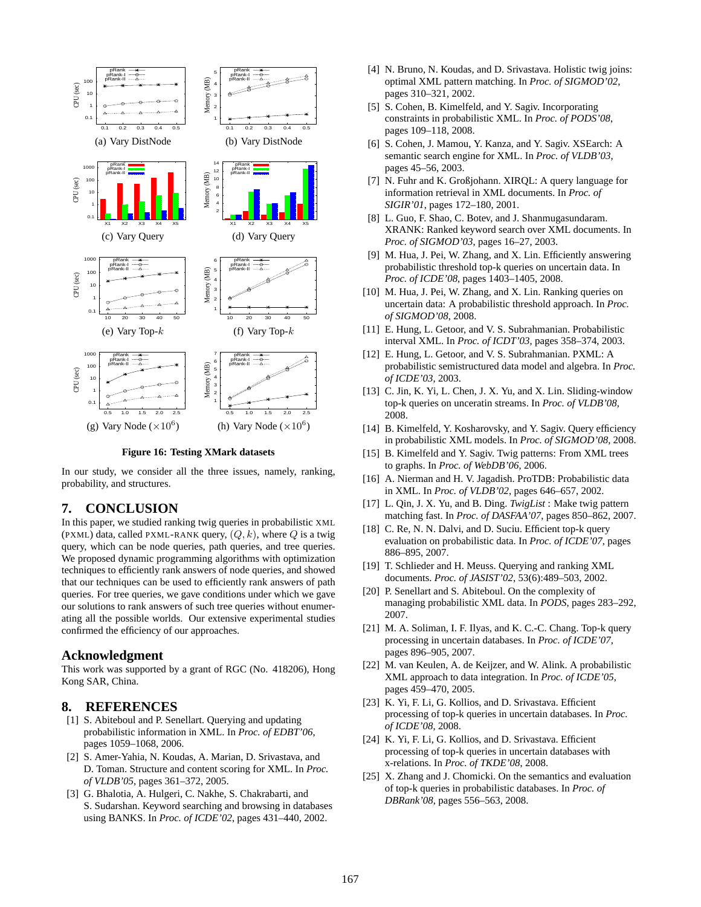pRank
pRank-I
pRank-II
CPU (sec)
100
10
1
0.1
0.1 0.2 0.3 0.4 0.5

(a) Vary DistNode

pRank
pRank-I
pRank-II
Memory (MB)
5
4
3
2
1
0.1 0.2 0.3 0.4 0.5

(b) Vary DistNode

pRank
pRank-I
pRank-II
CPU (sec)
1000
100
10
1
0.1
X1 X2 X3 X4 X5

(c) Vary Query

pRank
pRank-I
pRank-II
Memory (MB)
14
12
10
8
6
4
2
X1 X2 X3 X4 X5

(d) Vary Query

pRank
pRank-I
pRank-II
CPU (sec)
1000
100
10
1
0.1
10 20 30 40 50

(e) Vary Top-$k$

pRank
pRank-I
pRank-II
Memory (MB)
6
5
4
3
2
1
10 20 30 40 50

(f) Vary Top-$k$

pRank
pRank-I
pRank-II
CPU (sec)
1000
100
10
1
0.1
0.5 1.0 1.5 2.0 2.5

(g) Vary Node ($\times 10^6$)

pRank
pRank-I
pRank-II
Memory (MB)
7
6
5
4
3
2
1
0.5 1.0 1.5 2.0 2.5

(h) Vary Node ($\times 10^6$)

**Figure 16: Testing XMark datasets**

In our study, we consider all the three issues, namely, ranking, probability, and structures.

## 7. CONCLUSION

In this paper, we studied ranking twig queries in probabilistic XML (PXML) data, called PXML-RANK query, $(Q, k)$, where $Q$ is a twig query, which can be node queries, path queries, and tree queries. We proposed dynamic programming algorithms with optimization techniques to efficiently rank answers of node queries, and showed that our techniques can be used to efficiently rank answers of path queries. For tree queries, we gave conditions under which we gave our solutions to rank answers of such tree queries without enumerating all the possible worlds. Our extensive experimental studies confirmed the efficiency of our approaches.

## Acknowledgment

This work was supported by a grant of RGC (No. 418206), Hong Kong SAR, China.

## 8. REFERENCES

[1] S. Abiteboul and P. Senellart. Querying and updating probabilistic information in XML. In *Proc. of EDBT'06*, pages 1059–1068, 2006.

[2] S. Amer-Yahia, N. Koudas, A. Marian, D. Srivastava, and D. Toman. Structure and content scoring for XML. In *Proc. of VLDB'05*, pages 361–372, 2005.

[3] G. Bhalotia, A. Hulgeri, C. Nakhe, S. Chakrabarti, and S. Sudarshan. Keyword searching and browsing in databases using BANKS. In *Proc. of ICDE'02*, pages 431–440, 2002.

[4] N. Bruno, N. Koudas, and D. Srivastava. Holistic twig joins: optimal XML pattern matching. In *Proc. of SIGMOD'02*, pages 310–321, 2002.

[5] S. Cohen, B. Kimelfeld, and Y. Sagiv. Incorporating constraints in probabilistic XML. In *Proc. of PODS'08*, pages 109–118, 2008.

[6] S. Cohen, J. Mamou, Y. Kanza, and Y. Sagiv. XSEarch: A semantic search engine for XML. In *Proc. of VLDB'03*, pages 45–56, 2003.

[7] N. Fuhr and K. Großjohann. XIRQL: A query language for information retrieval in XML documents. In *Proc. of SIGIR'01*, pages 172–180, 2001.

[8] L. Guo, F. Shao, C. Botev, and J. Shanmugasundaram. XRANK: Ranked keyword search over XML documents. In *Proc. of SIGMOD'03*, pages 16–27, 2003.

[9] M. Hua, J. Pei, W. Zhang, and X. Lin. Efficiently answering probabilistic threshold top-k queries on uncertain data. In *Proc. of ICDE'08*, pages 1403–1405, 2008.

[10] M. Hua, J. Pei, W. Zhang, and X. Lin. Ranking queries on uncertain data: A probabilistic threshold approach. In *Proc. of SIGMOD'08*, 2008.

[11] E. Hung, L. Getoor, and V. S. Subrahmanian. Probabilistic interval XML. In *Proc. of ICDT'03*, pages 358–374, 2003.

[12] E. Hung, L. Getoor, and V. S. Subrahmanian. PXML: A probabilistic semistructured data model and algebra. In *Proc. of ICDE'03*, 2003.

[13] C. Jin, K. Yi, L. Chen, J. X. Yu, and X. Lin. Sliding-window top-k queries on unceratin streams. In *Proc. of VLDB'08*, 2008.

[14] B. Kimelfeld, Y. Kosharovsky, and Y. Sagiv. Query efficiency in probabilistic XML models. In *Proc. of SIGMOD'08*, 2008.

[15] B. Kimelfeld and Y. Sagiv. Twig patterns: From XML trees to graphs. In *Proc. of WebDB'06*, 2006.

[16] A. Nierman and H. V. Jagadish. ProTDB: Probabilistic data in XML. In *Proc. of VLDB'02*, pages 646–657, 2002.

[17] L. Qin, J. X. Yu, and B. Ding. *TwigList* : Make twig pattern matching fast. In *Proc. of DASFAA'07*, pages 850–862, 2007.

[18] C. Re, N. N. Dalvi, and D. Suciu. Efficient top-k query evaluation on probabilistic data. In *Proc. of ICDE'07*, pages 886–895, 2007.

[19] T. Schlieder and H. Meuss. Querying and ranking XML documents. *Proc. of JASIST'02*, 53(6):489–503, 2002.

[20] P. Senellart and S. Abiteboul. On the complexity of managing probabilistic XML data. In *PODS*, pages 283–292, 2007.

[21] M. A. Soliman, I. F. Ilyas, and K. C.-C. Chang. Top-k query processing in uncertain databases. In *Proc. of ICDE'07*, pages 896–905, 2007.

[22] M. van Keulen, A. de Keijzer, and W. Alink. A probabilistic XML approach to data integration. In *Proc. of ICDE'05*, pages 459–470, 2005.

[23] K. Yi, F. Li, G. Kollios, and D. Srivastava. Efficient processing of top-k queries in uncertain databases. In *Proc. of ICDE'08*, 2008.

[24] K. Yi, F. Li, G. Kollios, and D. Srivastava. Efficient processing of top-k queries in uncertain databases with x-relations. In *Proc. of TKDE'08*, 2008.

[25] X. Zhang and J. Chomicki. On the semantics and evaluation of top-k queries in probabilistic databases. In *Proc. of DBRank'08*, pages 556–563, 2008.